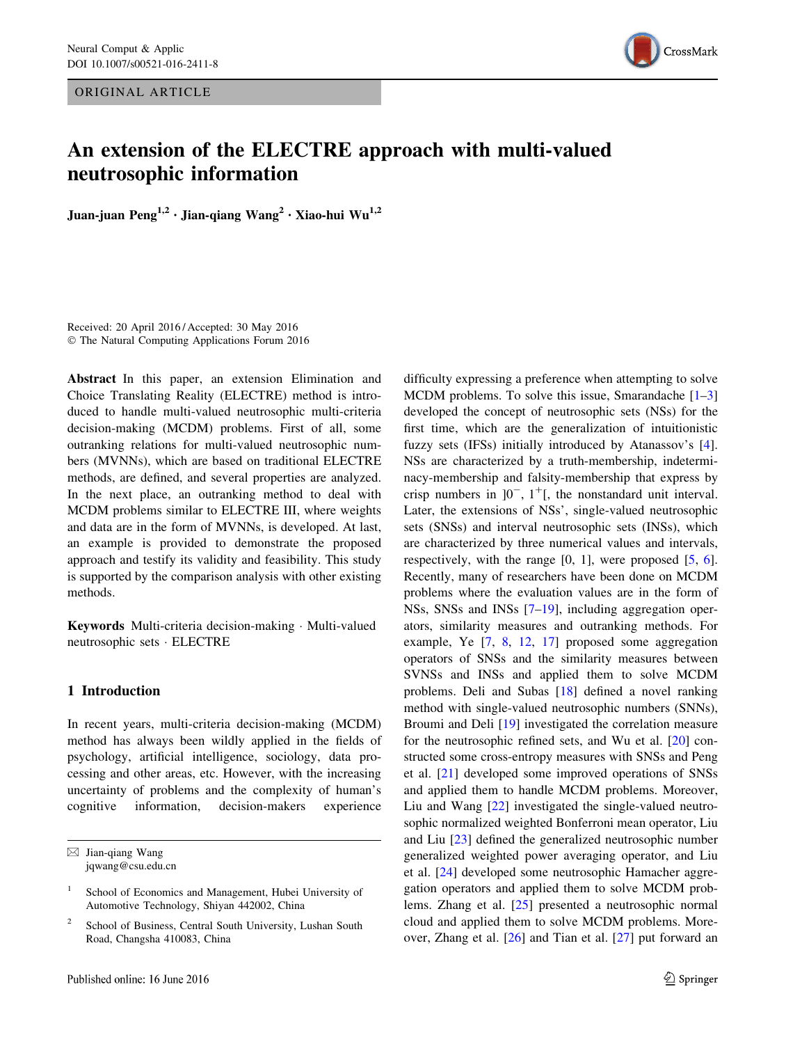ORIGINAL ARTICLE

# An extension of the ELECTRE approach with multi-valued neutrosophic information

**Juan-juan Peng[1,2] · Jian-qiang Wang[2] · Xiao-hui Wu[1,2]**

Received: 20 April 2016 / Accepted: 30 May 2016
© The Natural Computing Applications Forum 2016

**Abstract** In this paper, an extension Elimination and Choice Translating Reality (ELECTRE) method is introduced to handle multi-valued neutrosophic multi-criteria decision-making (MCDM) problems. First of all, some outranking relations for multi-valued neutrosophic numbers (MVNNs), which are based on traditional ELECTRE methods, are defined, and several properties are analyzed. In the next place, an outranking method to deal with MCDM problems similar to ELECTRE III, where weights and data are in the form of MVNNs, is developed. At last, an example is provided to demonstrate the proposed approach and testify its validity and feasibility. This study is supported by the comparison analysis with other existing methods.

**Keywords** Multi-criteria decision-making · Multi-valued neutrosophic sets · ELECTRE

## 1 Introduction

In recent years, multi-criteria decision-making (MCDM) method has always been wildly applied in the fields of psychology, artificial intelligence, sociology, data processing and other areas, etc. However, with the increasing uncertainty of problems and the complexity of human's cognitive information, decision-makers experience difficulty expressing a preference when attempting to solve MCDM problems. To solve this issue, Smarandache [1–3] developed the concept of neutrosophic sets (NSs) for the first time, which are the generalization of intuitionistic fuzzy sets (IFSs) initially introduced by Atanassov's [4]. NSs are characterized by a truth-membership, indeterminacy-membership and falsity-membership that express by crisp numbers in $]0^-, 1^+[$, the nonstandard unit interval. Later, the extensions of NSs', single-valued neutrosophic sets (SNSs) and interval neutrosophic sets (INSs), which are characterized by three numerical values and intervals, respectively, with the range [0, 1], were proposed [5, 6]. Recently, many of researchers have been done on MCDM problems where the evaluation values are in the form of NSs, SNSs and INSs [7–19], including aggregation operators, similarity measures and outranking methods. For example, Ye [7, 8, 12, 17] proposed some aggregation operators of SNSs and the similarity measures between SVNSs and INSs and applied them to solve MCDM problems. Deli and Subas [18] defined a novel ranking method with single-valued neutrosophic numbers (SNNs), Broumi and Deli [19] investigated the correlation measure for the neutrosophic refined sets, and Wu et al. [20] constructed some cross-entropy measures with SNSs and Peng et al. [21] developed some improved operations of SNSs and applied them to handle MCDM problems. Moreover, Liu and Wang [22] investigated the single-valued neutrosophic normalized weighted Bonferroni mean operator, Liu and Liu [23] defined the generalized neutrosophic number generalized weighted power averaging operator, and Liu et al. [24] developed some neutrosophic Hamacher aggregation operators and applied them to solve MCDM problems. Zhang et al. [25] presented a neutrosophic normal cloud and applied them to solve MCDM problems. Moreover, Zhang et al. [26] and Tian et al. [27] put forward an

✉ Jian-qiang Wang
jqwang@csu.edu.cn

[1] School of Economics and Management, Hubei University of Automotive Technology, Shiyan 442002, China

[2] School of Business, Central South University, Lushan South Road, Changsha 410083, China

Published online: 16 June 2016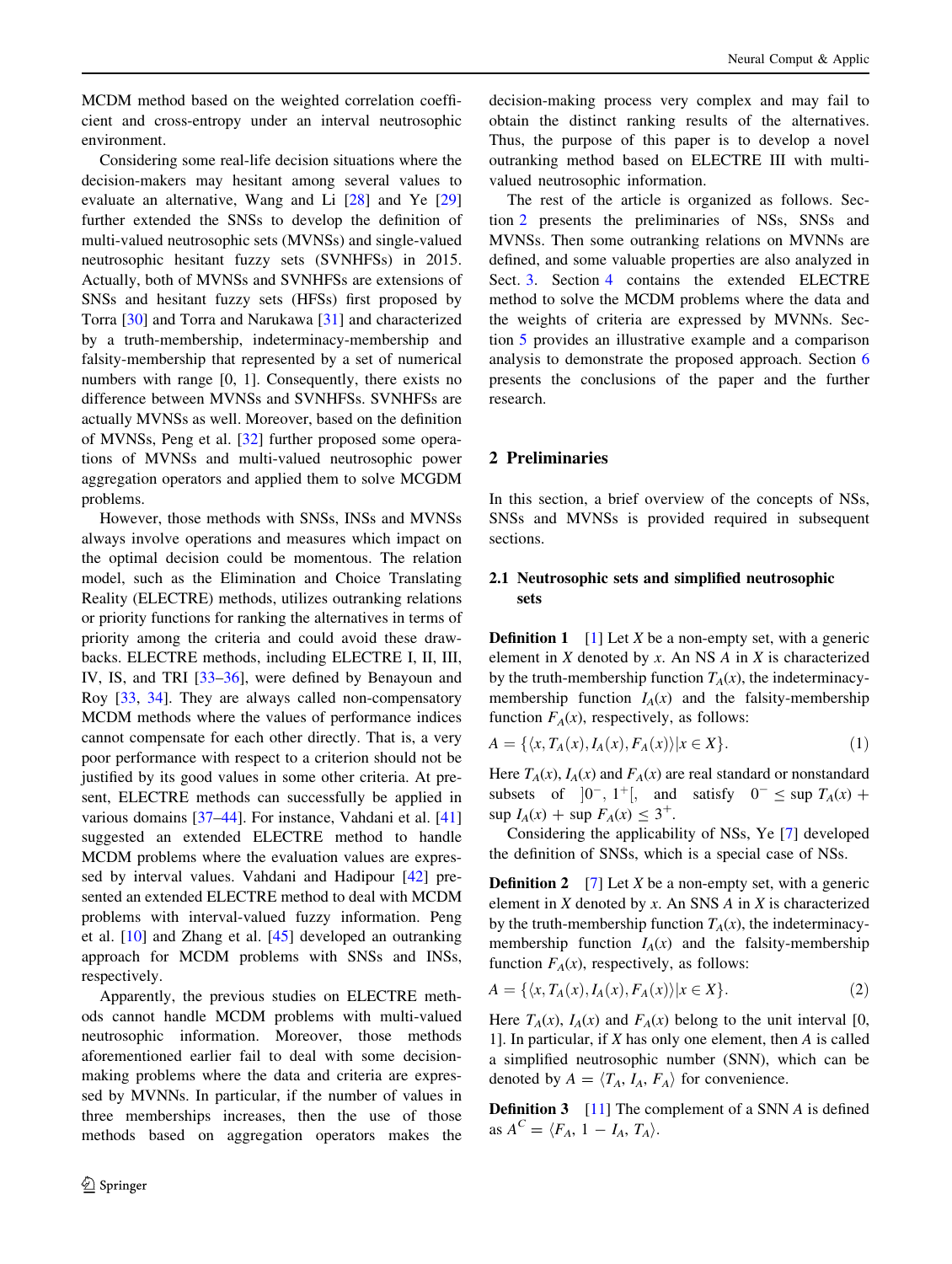MCDM method based on the weighted correlation coefficient and cross-entropy under an interval neutrosophic environment.

Considering some real-life decision situations where the decision-makers may hesitant among several values to evaluate an alternative, Wang and Li [28] and Ye [29] further extended the SNSs to develop the definition of multi-valued neutrosophic sets (MVNSs) and single-valued neutrosophic hesitant fuzzy sets (SVNHFSs) in 2015. Actually, both of MVNSs and SVNHFSs are extensions of SNSs and hesitant fuzzy sets (HFSs) first proposed by Torra [30] and Torra and Narukawa [31] and characterized by a truth-membership, indeterminacy-membership and falsity-membership that represented by a set of numerical numbers with range [0, 1]. Consequently, there exists no difference between MVNSs and SVNHFSs. SVNHFSs are actually MVNSs as well. Moreover, based on the definition of MVNSs, Peng et al. [32] further proposed some operations of MVNSs and multi-valued neutrosophic power aggregation operators and applied them to solve MCGDM problems.

However, those methods with SNSs, INSs and MVNSs always involve operations and measures which impact on the optimal decision could be momentous. The relation model, such as the Elimination and Choice Translating Reality (ELECTRE) methods, utilizes outranking relations or priority functions for ranking the alternatives in terms of priority among the criteria and could avoid these drawbacks. ELECTRE methods, including ELECTRE I, II, III, IV, IS, and TRI [33–36], were defined by Benayoun and Roy [33, 34]. They are always called non-compensatory MCDM methods where the values of performance indices cannot compensate for each other directly. That is, a very poor performance with respect to a criterion should not be justified by its good values in some other criteria. At present, ELECTRE methods can successfully be applied in various domains [37–44]. For instance, Vahdani et al. [41] suggested an extended ELECTRE method to handle MCDM problems where the evaluation values are expressed by interval values. Vahdani and Hadipour [42] presented an extended ELECTRE method to deal with MCDM problems with interval-valued fuzzy information. Peng et al. [10] and Zhang et al. [45] developed an outranking approach for MCDM problems with SNSs and INSs, respectively.

Apparently, the previous studies on ELECTRE methods cannot handle MCDM problems with multi-valued neutrosophic information. Moreover, those methods aforementioned earlier fail to deal with some decision-making problems where the data and criteria are expressed by MVNNs. In particular, if the number of values in three memberships increases, then the use of those methods based on aggregation operators makes the decision-making process very complex and may fail to obtain the distinct ranking results of the alternatives. Thus, the purpose of this paper is to develop a novel outranking method based on ELECTRE III with multi-valued neutrosophic information.

The rest of the article is organized as follows. Section 2 presents the preliminaries of NSs, SNSs and MVNSs. Then some outranking relations on MVNNs are defined, and some valuable properties are also analyzed in Sect. 3. Section 4 contains the extended ELECTRE method to solve the MCDM problems where the data and the weights of criteria are expressed by MVNNs. Section 5 provides an illustrative example and a comparison analysis to demonstrate the proposed approach. Section 6 presents the conclusions of the paper and the further research.

## 2 Preliminaries

In this section, a brief overview of the concepts of NSs, SNSs and MVNSs is provided required in subsequent sections.

### 2.1 Neutrosophic sets and simplified neutrosophic sets

**Definition 1** [1] Let $X$ be a non-empty set, with a generic element in $X$ denoted by $x$. An NS $A$ in $X$ is characterized by the truth-membership function $T_A(x)$, the indeterminacy-membership function $I_A(x)$ and the falsity-membership function $F_A(x)$, respectively, as follows:

$$A = \{\langle x, T_A(x), I_A(x), F_A(x)\rangle | x \in X\}. \quad (1)$$

Here $T_A(x)$, $I_A(x)$ and $F_A(x)$ are real standard or nonstandard subsets of $]0^-, 1^+[$, and satisfy $0^- \leq \sup T_A(x) + \sup I_A(x) + \sup F_A(x) \leq 3^+$.

Considering the applicability of NSs, Ye [7] developed the definition of SNSs, which is a special case of NSs.

**Definition 2** [7] Let $X$ be a non-empty set, with a generic element in $X$ denoted by $x$. An SNS $A$ in $X$ is characterized by the truth-membership function $T_A(x)$, the indeterminacy-membership function $I_A(x)$ and the falsity-membership function $F_A(x)$, respectively, as follows:

$$A = \{\langle x, T_A(x), I_A(x), F_A(x)\rangle | x \in X\}. \quad (2)$$

Here $T_A(x)$, $I_A(x)$ and $F_A(x)$ belong to the unit interval [0, 1]. In particular, if $X$ has only one element, then $A$ is called a simplified neutrosophic number (SNN), which can be denoted by $A = \langle T_A, I_A, F_A\rangle$ for convenience.

**Definition 3** [11] The complement of a SNN $A$ is defined as $A^C = \langle F_A, 1 - I_A, T_A\rangle$.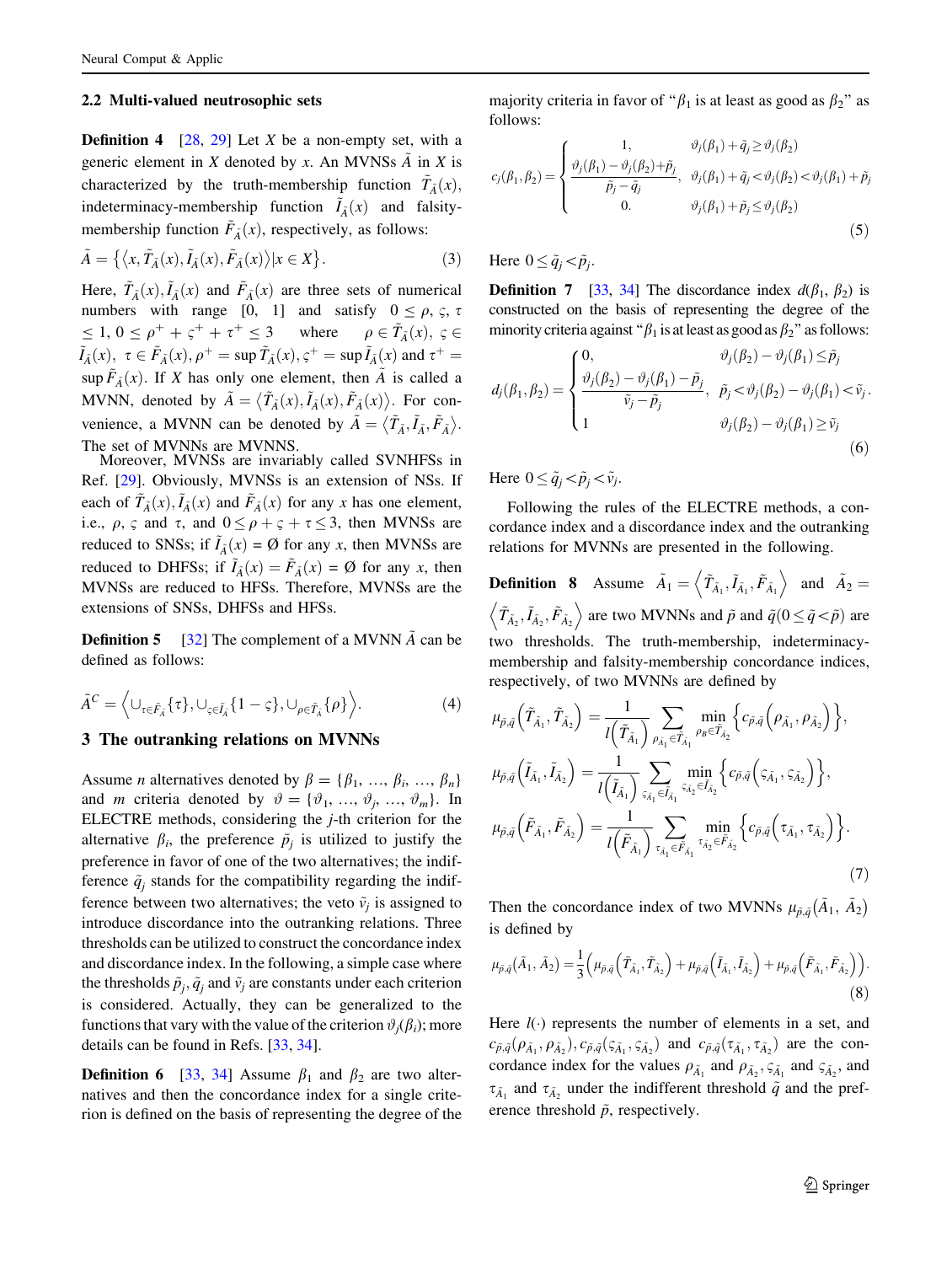### 2.2 Multi-valued neutrosophic sets

**Definition 4** [28, 29] Let $X$ be a non-empty set, with a generic element in $X$ denoted by $x$. An MVNSs $\tilde{A}$ in $X$ is characterized by the truth-membership function $\tilde{T}_{\tilde{A}}(x)$, indeterminacy-membership function $\tilde{I}_{\tilde{A}}(x)$ and falsity-membership function $\tilde{F}_{\tilde{A}}(x)$, respectively, as follows:

$$\tilde{A} = \left\{ \left\langle x, \tilde{T}_{\tilde{A}}(x), \tilde{I}_{\tilde{A}}(x), \tilde{F}_{\tilde{A}}(x) \right\rangle | x \in X \right\}. \quad (3)$$

Here, $\tilde{T}_{\tilde{A}}(x), \tilde{I}_{\tilde{A}}(x)$ and $\tilde{F}_{\tilde{A}}(x)$ are three sets of numerical numbers with range [0, 1] and satisfy $0 \le \rho, \varsigma, \tau \le 1$, $0 \le \rho^+ + \varsigma^+ + \tau^+ \le 3$ where $\rho \in \tilde{T}_{\tilde{A}}(x)$, $\varsigma \in \tilde{I}_{\tilde{A}}(x)$, $\tau \in \tilde{F}_{\tilde{A}}(x)$, $\rho^+ = \sup \tilde{T}_{\tilde{A}}(x)$, $\varsigma^+ = \sup \tilde{I}_{\tilde{A}}(x)$ and $\tau^+ = \sup \tilde{F}_{\tilde{A}}(x)$. If $X$ has only one element, then $\tilde{A}$ is called a MVNN, denoted by $\tilde{A} = \langle \tilde{T}_{\tilde{A}}(x), \tilde{I}_{\tilde{A}}(x), \tilde{F}_{\tilde{A}}(x) \rangle$. For convenience, a MVNN can be denoted by $\tilde{A} = \langle \tilde{T}_{\tilde{A}}, \tilde{I}_{\tilde{A}}, \tilde{F}_{\tilde{A}} \rangle$. The set of MVNNs are MVNNS.

Moreover, MVNSs are invariably called SVNHFSs in Ref. [29]. Obviously, MVNSs is an extension of NSs. If each of $\tilde{T}_{\tilde{A}}(x), \tilde{I}_{\tilde{A}}(x)$ and $\tilde{F}_{\tilde{A}}(x)$ has one element, i.e., $\rho$, $\varsigma$ and $\tau$, and $0 \le \rho + \varsigma + \tau \le 3$, then MVNSs are reduced to SNSs; if $\tilde{I}_{\tilde{A}}(x) = \emptyset$ for any $x$, then MVNSs are reduced to DHFSs; if $\tilde{I}_{\tilde{A}}(x) = \tilde{F}_{\tilde{A}}(x) = \emptyset$ for any $x$, then MVNSs are reduced to HFSs. Therefore, MVNSs are the extensions of SNSs, DHFSs and HFSs.

**Definition 5** [32] The complement of a MVNN $\tilde{A}$ can be defined as follows:

$$\tilde{A}^C = \left\langle \cup_{\tau \in \tilde{F}_{\tilde{A}}} \{\tau\}, \cup_{\varsigma \in \tilde{I}_{\tilde{A}}} \{1 - \varsigma\}, \cup_{\rho \in \tilde{T}_{\tilde{A}}} \{\rho\} \right\rangle. \quad (4)$$

## 3 The outranking relations on MVNNs

Assume $n$ alternatives denoted by $\beta = \{\beta_1, \ldots, \beta_i, \ldots, \beta_n\}$ and $m$ criteria denoted by $\vartheta = \{\vartheta_1, \ldots, \vartheta_j, \ldots, \vartheta_m\}$. In ELECTRE methods, considering the $j$-th criterion for the alternative $\beta_i$, the preference $\tilde{p}_j$ is utilized to justify the preference in favor of one of the two alternatives; the indifference $\tilde{q}_j$ stands for the compatibility regarding the indifference between two alternatives; the veto $\tilde{v}_j$ is assigned to introduce discordance into the outranking relations. Three thresholds can be utilized to construct the concordance index and discordance index. In the following, a simple case where the thresholds $\tilde{p}_j$, $\tilde{q}_j$ and $\tilde{v}_j$ are constants under each criterion is considered. Actually, they can be generalized to the functions that vary with the value of the criterion $\vartheta_j(\beta_i)$; more details can be found in Refs. [33, 34].

**Definition 6** [33, 34] Assume $\beta_1$ and $\beta_2$ are two alternatives and then the concordance index for a single criterion is defined on the basis of representing the degree of the majority criteria in favor of "$\beta_1$ is at least as good as $\beta_2$" as follows:

$$c_j(\beta_1, \beta_2) = \begin{cases} 1, & \vartheta_j(\beta_1) + \tilde{q}_j \ge \vartheta_j(\beta_2) \\ \dfrac{\vartheta_j(\beta_1) - \vartheta_j(\beta_2) + \tilde{p}_j}{\tilde{p}_j - \tilde{q}_j}, & \vartheta_j(\beta_1) + \tilde{q}_j < \vartheta_j(\beta_2) < \vartheta_j(\beta_1) + \tilde{p}_j \\ 0. & \vartheta_j(\beta_1) + \tilde{p}_j \le \vartheta_j(\beta_2) \end{cases} \quad (5)$$

Here $0 \le \tilde{q}_j < \tilde{p}_j$.

**Definition 7** [33, 34] The discordance index $d(\beta_1, \beta_2)$ is constructed on the basis of representing the degree of the minority criteria against "$\beta_1$ is at least as good as $\beta_2$" as follows:

$$d_j(\beta_1, \beta_2) = \begin{cases} 0, & \vartheta_j(\beta_2) - \vartheta_j(\beta_1) \le \tilde{p}_j \\ \dfrac{\vartheta_j(\beta_2) - \vartheta_j(\beta_1) - \tilde{p}_j}{\tilde{v}_j - \tilde{p}_j}, & \tilde{p}_j < \vartheta_j(\beta_2) - \vartheta_j(\beta_1) < \tilde{v}_j \\ 1 & \vartheta_j(\beta_2) - \vartheta_j(\beta_1) \ge \tilde{v}_j \end{cases} . \quad (6)$$

Here $0 \le \tilde{q}_j < \tilde{p}_j < \tilde{v}_j$.

Following the rules of the ELECTRE methods, a concordance index and a discordance index and the outranking relations for MVNNs are presented in the following.

**Definition 8** Assume $\tilde{A}_1 = \left\langle \tilde{T}_{\tilde{A}_1}, \tilde{I}_{\tilde{A}_1}, \tilde{F}_{\tilde{A}_1} \right\rangle$ and $\tilde{A}_2 = \left\langle \tilde{T}_{\tilde{A}_2}, \tilde{I}_{\tilde{A}_2}, \tilde{F}_{\tilde{A}_2} \right\rangle$ are two MVNNs and $\tilde{p}$ and $\tilde{q}(0 \le \tilde{q} < \tilde{p})$ are two thresholds. The truth-membership, indeterminacy-membership and falsity-membership concordance indices, respectively, of two MVNNs are defined by

$$\mu_{\tilde{p},\tilde{q}}\left(\tilde{T}_{\tilde{A}_1}, \tilde{T}_{\tilde{A}_2}\right) = \frac{1}{l\left(\tilde{T}_{\tilde{A}_1}\right)} \sum_{\rho_{\tilde{A}_1} \in \tilde{T}_{\tilde{A}_1}} \min_{\rho_B \in \tilde{T}_{\tilde{A}_2}} \left\{ c_{\tilde{p},\tilde{q}}\left(\rho_{\tilde{A}_1}, \rho_{\tilde{A}_2}\right) \right\},$$

$$\mu_{\tilde{p},\tilde{q}}\left(\tilde{I}_{\tilde{A}_1}, \tilde{I}_{\tilde{A}_2}\right) = \frac{1}{l\left(\tilde{I}_{\tilde{A}_1}\right)} \sum_{\varsigma_{\tilde{A}_1} \in \tilde{I}_{\tilde{A}_1}} \min_{\varsigma_{\tilde{A}_2} \in \tilde{I}_{\tilde{A}_2}} \left\{ c_{\tilde{p},\tilde{q}}\left(\varsigma_{\tilde{A}_1}, \varsigma_{\tilde{A}_2}\right) \right\},$$

$$\mu_{\tilde{p},\tilde{q}}\left(\tilde{F}_{\tilde{A}_1}, \tilde{F}_{\tilde{A}_2}\right) = \frac{1}{l\left(\tilde{F}_{\tilde{A}_1}\right)} \sum_{\tau_{\tilde{A}_1} \in \tilde{F}_{\tilde{A}_1}} \min_{\tau_{\tilde{A}_2} \in \tilde{F}_{\tilde{A}_2}} \left\{ c_{\tilde{p},\tilde{q}}\left(\tau_{\tilde{A}_1}, \tau_{\tilde{A}_2}\right) \right\}. \quad (7)$$

Then the concordance index of two MVNNs $\mu_{\tilde{p},\tilde{q}}(\tilde{A}_1, \tilde{A}_2)$ is defined by

$$\mu_{\tilde{p},\tilde{q}}(\tilde{A}_1, \tilde{A}_2) = \frac{1}{3}\left( \mu_{\tilde{p},\tilde{q}}\left(\tilde{T}_{\tilde{A}_1}, \tilde{T}_{\tilde{A}_2}\right) + \mu_{\tilde{p},\tilde{q}}\left(\tilde{I}_{\tilde{A}_1}, \tilde{I}_{\tilde{A}_2}\right) + \mu_{\tilde{p},\tilde{q}}\left(\tilde{F}_{\tilde{A}_1}, \tilde{F}_{\tilde{A}_2}\right) \right). \quad (8)$$

Here $l(\cdot)$ represents the number of elements in a set, and $c_{\tilde{p},\tilde{q}}(\rho_{\tilde{A}_1}, \rho_{\tilde{A}_2}), c_{\tilde{p},\tilde{q}}(\varsigma_{\tilde{A}_1}, \varsigma_{\tilde{A}_2})$ and $c_{\tilde{p},\tilde{q}}(\tau_{\tilde{A}_1}, \tau_{\tilde{A}_2})$ are the concordance index for the values $\rho_{\tilde{A}_1}$ and $\rho_{\tilde{A}_2}, \varsigma_{\tilde{A}_1}$ and $\varsigma_{\tilde{A}_2}$, and $\tau_{\tilde{A}_1}$ and $\tau_{\tilde{A}_2}$ under the indifferent threshold $\tilde{q}$ and the preference threshold $\tilde{p}$, respectively.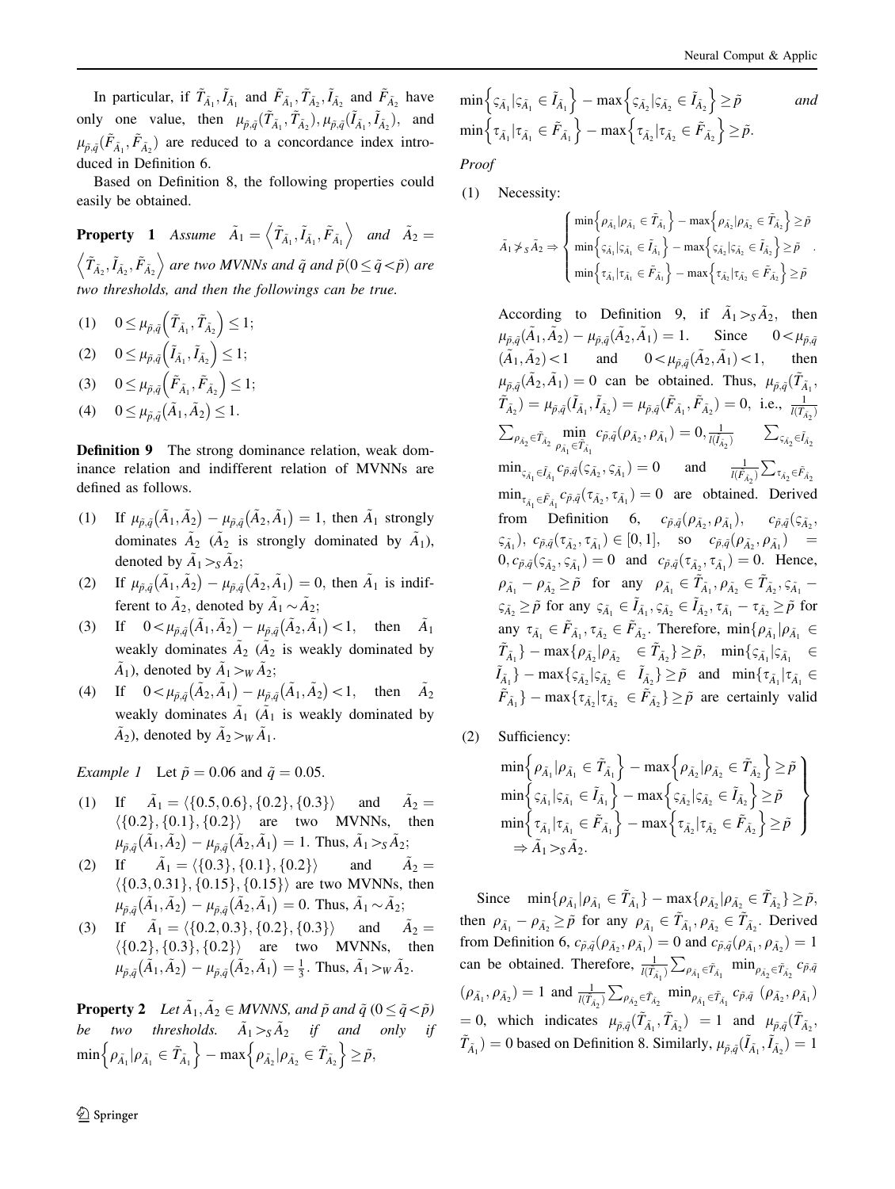In particular, if $\tilde{T}_{\tilde{A}_1}, \tilde{I}_{\tilde{A}_1}$ and $\tilde{F}_{\tilde{A}_1}, \tilde{T}_{\tilde{A}_2}, \tilde{I}_{\tilde{A}_2}$ and $\tilde{F}_{\tilde{A}_2}$ have only one value, then $\mu_{\tilde{p},\tilde{q}}(\tilde{T}_{\tilde{A}_1}, \tilde{T}_{\tilde{A}_2}), \mu_{\tilde{p},\tilde{q}}(\tilde{I}_{\tilde{A}_1}, \tilde{I}_{\tilde{A}_2})$, and $\mu_{\tilde{p},\tilde{q}}(\tilde{F}_{\tilde{A}_1}, \tilde{F}_{\tilde{A}_2})$ are reduced to a concordance index introduced in Definition 6.

Based on Definition 8, the following properties could easily be obtained.

**Property 1** *Assume* $\tilde{A}_1 = \left\langle \tilde{T}_{\tilde{A}_1}, \tilde{I}_{\tilde{A}_1}, \tilde{F}_{\tilde{A}_1} \right\rangle$ *and* $\tilde{A}_2 = \left\langle \tilde{T}_{\tilde{A}_2}, \tilde{I}_{\tilde{A}_2}, \tilde{F}_{\tilde{A}_2} \right\rangle$ *are two MVNNs and* $\tilde{q}$ *and* $\tilde{p} (0 \leq \tilde{q} < \tilde{p})$ *are two thresholds, and then the followings can be true.*

(1) $0 \leq \mu_{\tilde{p},\tilde{q}}\left(\tilde{T}_{\tilde{A}_1}, \tilde{T}_{\tilde{A}_2}\right) \leq 1$;

(2) $0 \leq \mu_{\tilde{p},\tilde{q}}\left(\tilde{I}_{\tilde{A}_1}, \tilde{I}_{\tilde{A}_2}\right) \leq 1$;

(3) $0 \leq \mu_{\tilde{p},\tilde{q}}\left(\tilde{F}_{\tilde{A}_1}, \tilde{F}_{\tilde{A}_2}\right) \leq 1$;

(4) $0 \leq \mu_{\tilde{p},\tilde{q}}\left(\tilde{A}_1, \tilde{A}_2\right) \leq 1$.

**Definition 9** The strong dominance relation, weak dominance relation and indifferent relation of MVNNs are defined as follows.

(1) If $\mu_{\tilde{p},\tilde{q}}\left(\tilde{A}_1, \tilde{A}_2\right) - \mu_{\tilde{p},\tilde{q}}\left(\tilde{A}_2, \tilde{A}_1\right) = 1$, then $\tilde{A}_1$ strongly dominates $\tilde{A}_2$ ($\tilde{A}_2$ is strongly dominated by $\tilde{A}_1$), denoted by $\tilde{A}_1 >_S \tilde{A}_2$;

(2) If $\mu_{\tilde{p},\tilde{q}}\left(\tilde{A}_1, \tilde{A}_2\right) - \mu_{\tilde{p},\tilde{q}}\left(\tilde{A}_2, \tilde{A}_1\right) = 0$, then $\tilde{A}_1$ is indifferent to $\tilde{A}_2$, denoted by $\tilde{A}_1 \sim \tilde{A}_2$;

(3) If $0 < \mu_{\tilde{p},\tilde{q}}\left(\tilde{A}_1, \tilde{A}_2\right) - \mu_{\tilde{p},\tilde{q}}\left(\tilde{A}_2, \tilde{A}_1\right) < 1$, then $\tilde{A}_1$ weakly dominates $\tilde{A}_2$ ($\tilde{A}_2$ is weakly dominated by $\tilde{A}_1$), denoted by $\tilde{A}_1 >_W \tilde{A}_2$;

(4) If $0 < \mu_{\tilde{p},\tilde{q}}\left(\tilde{A}_2, \tilde{A}_1\right) - \mu_{\tilde{p},\tilde{q}}\left(\tilde{A}_1, \tilde{A}_2\right) < 1$, then $\tilde{A}_2$ weakly dominates $\tilde{A}_1$ ($\tilde{A}_1$ is weakly dominated by $\tilde{A}_2$), denoted by $\tilde{A}_2 >_W \tilde{A}_1$.

*Example 1* Let $\tilde{p} = 0.06$ and $\tilde{q} = 0.05$.

(1) If $\tilde{A}_1 = \langle \{0.5, 0.6\}, \{0.2\}, \{0.3\} \rangle$ and $\tilde{A}_2 = \langle \{0.2\}, \{0.1\}, \{0.2\} \rangle$ are two MVNNs, then $\mu_{\tilde{p},\tilde{q}}\left(\tilde{A}_1, \tilde{A}_2\right) - \mu_{\tilde{p},\tilde{q}}\left(\tilde{A}_2, \tilde{A}_1\right) = 1$. Thus, $\tilde{A}_1 >_S \tilde{A}_2$;

(2) If $\tilde{A}_1 = \langle \{0.3\}, \{0.1\}, \{0.2\} \rangle$ and $\tilde{A}_2 = \langle \{0.3, 0.31\}, \{0.15\}, \{0.15\} \rangle$ are two MVNNs, then $\mu_{\tilde{p},\tilde{q}}\left(\tilde{A}_1, \tilde{A}_2\right) - \mu_{\tilde{p},\tilde{q}}\left(\tilde{A}_2, \tilde{A}_1\right) = 0$. Thus, $\tilde{A}_1 \sim \tilde{A}_2$;

(3) If $\tilde{A}_1 = \langle \{0.2, 0.3\}, \{0.2\}, \{0.3\} \rangle$ and $\tilde{A}_2 = \langle \{0.2\}, \{0.3\}, \{0.2\} \rangle$ are two MVNNs, then $\mu_{\tilde{p},\tilde{q}}\left(\tilde{A}_1, \tilde{A}_2\right) - \mu_{\tilde{p},\tilde{q}}\left(\tilde{A}_2, \tilde{A}_1\right) = \frac{1}{3}$. Thus, $\tilde{A}_1 >_W \tilde{A}_2$.

**Property 2** *Let* $\tilde{A}_1, \tilde{A}_2 \in MVNNS$, *and* $\tilde{p}$ *and* $\tilde{q}$ $(0 \leq \tilde{q} < \tilde{p})$ *be two thresholds.* $\tilde{A}_1 >_S \tilde{A}_2$ *if and only if* $\min\left\{\rho_{\tilde{A}_1} | \rho_{\tilde{A}_1} \in \tilde{T}_{\tilde{A}_1}\right\} - \max\left\{\rho_{\tilde{A}_2} | \rho_{\tilde{A}_2} \in \tilde{T}_{\tilde{A}_2}\right\} \geq \tilde{p}$, $\min\left\{\varsigma_{\tilde{A}_1} | \varsigma_{\tilde{A}_1} \in \tilde{I}_{\tilde{A}_1}\right\} - \max\left\{\varsigma_{\tilde{A}_2} | \varsigma_{\tilde{A}_2} \in \tilde{I}_{\tilde{A}_2}\right\} \geq \tilde{p}$ *and* $\min\left\{\tau_{\tilde{A}_1} | \tau_{\tilde{A}_1} \in \tilde{F}_{\tilde{A}_1}\right\} - \max\left\{\tau_{\tilde{A}_2} | \tau_{\tilde{A}_2} \in \tilde{F}_{\tilde{A}_2}\right\} \geq \tilde{p}$.

*Proof*

(1) Necessity:

$$\tilde{A}_1 >_S \tilde{A}_2 \Rightarrow \begin{cases} \min\left\{\rho_{\tilde{A}_1} | \rho_{\tilde{A}_1} \in \tilde{T}_{\tilde{A}_1}\right\} - \max\left\{\rho_{\tilde{A}_2} | \rho_{\tilde{A}_2} \in \tilde{T}_{\tilde{A}_2}\right\} \geq \tilde{p} \\ \min\left\{\varsigma_{\tilde{A}_1} | \varsigma_{\tilde{A}_1} \in \tilde{I}_{\tilde{A}_1}\right\} - \max\left\{\varsigma_{\tilde{A}_2} | \varsigma_{\tilde{A}_2} \in \tilde{I}_{\tilde{A}_2}\right\} \geq \tilde{p} \\ \min\left\{\tau_{\tilde{A}_1} | \tau_{\tilde{A}_1} \in \tilde{F}_{\tilde{A}_1}\right\} - \max\left\{\tau_{\tilde{A}_2} | \tau_{\tilde{A}_2} \in \tilde{F}_{\tilde{A}_2}\right\} \geq \tilde{p} \end{cases}.$$

According to Definition 9, if $\tilde{A}_1 >_S \tilde{A}_2$, then $\mu_{\tilde{p},\tilde{q}}(\tilde{A}_1, \tilde{A}_2) - \mu_{\tilde{p},\tilde{q}}(\tilde{A}_2, \tilde{A}_1) = 1$. Since $0 < \mu_{\tilde{p},\tilde{q}}(\tilde{A}_1, \tilde{A}_2) < 1$ and $0 < \mu_{\tilde{p},\tilde{q}}(\tilde{A}_2, \tilde{A}_1) < 1$, then $\mu_{\tilde{p},\tilde{q}}(\tilde{A}_2, \tilde{A}_1) = 0$ can be obtained. Thus, $\mu_{\tilde{p},\tilde{q}}(\tilde{T}_{\tilde{A}_1}, \tilde{T}_{\tilde{A}_2}) = \mu_{\tilde{p},\tilde{q}}(\tilde{I}_{\tilde{A}_1}, \tilde{I}_{\tilde{A}_2}) = \mu_{\tilde{p},\tilde{q}}(\tilde{F}_{\tilde{A}_1}, \tilde{F}_{\tilde{A}_2}) = 0$, i.e., $\frac{1}{l(\tilde{T}_{\tilde{A}_2})} \sum_{\rho_{\tilde{A}_2} \in \tilde{T}_{\tilde{A}_2}} \min_{\rho_{\tilde{A}_1} \in \tilde{T}_{\tilde{A}_1}} c_{\tilde{p},\tilde{q}}(\rho_{\tilde{A}_2}, \rho_{\tilde{A}_1}) = 0$, $\frac{1}{l(\tilde{I}_{\tilde{A}_2})} \sum_{\varsigma_{\tilde{A}_2} \in \tilde{I}_{\tilde{A}_2}} \min_{\varsigma_{\tilde{A}_1} \in \tilde{I}_{\tilde{A}_1}} c_{\tilde{p},\tilde{q}}(\varsigma_{\tilde{A}_2}, \varsigma_{\tilde{A}_1}) = 0$ and $\frac{1}{l(\tilde{F}_{\tilde{A}_2})} \sum_{\tau_{\tilde{A}_2} \in \tilde{F}_{\tilde{A}_2}} \min_{\tau_{\tilde{A}_1} \in \tilde{F}_{\tilde{A}_1}} c_{\tilde{p},\tilde{q}}(\tau_{\tilde{A}_2}, \tau_{\tilde{A}_1}) = 0$ are obtained. Derived from Definition 6, $c_{\tilde{p},\tilde{q}}(\rho_{\tilde{A}_2}, \rho_{\tilde{A}_1})$, $c_{\tilde{p},\tilde{q}}(\varsigma_{\tilde{A}_2}, \varsigma_{\tilde{A}_1})$, $c_{\tilde{p},\tilde{q}}(\tau_{\tilde{A}_2}, \tau_{\tilde{A}_1}) \in [0, 1]$, so $c_{\tilde{p},\tilde{q}}(\rho_{\tilde{A}_2}, \rho_{\tilde{A}_1}) = 0, c_{\tilde{p},\tilde{q}}(\varsigma_{\tilde{A}_2}, \varsigma_{\tilde{A}_1}) = 0$ and $c_{\tilde{p},\tilde{q}}(\tau_{\tilde{A}_2}, \tau_{\tilde{A}_1}) = 0$. Hence, $\rho_{\tilde{A}_1} - \rho_{\tilde{A}_2} \geq \tilde{p}$ for any $\rho_{\tilde{A}_1} \in \tilde{T}_{\tilde{A}_1}, \rho_{\tilde{A}_2} \in \tilde{T}_{\tilde{A}_2}, \varsigma_{\tilde{A}_1} - \varsigma_{\tilde{A}_2} \geq \tilde{p}$ for any $\varsigma_{\tilde{A}_1} \in \tilde{I}_{\tilde{A}_1}, \varsigma_{\tilde{A}_2} \in \tilde{I}_{\tilde{A}_2}, \tau_{\tilde{A}_1} - \tau_{\tilde{A}_2} \geq \tilde{p}$ for any $\tau_{\tilde{A}_1} \in \tilde{F}_{\tilde{A}_1}, \tau_{\tilde{A}_2} \in \tilde{F}_{\tilde{A}_2}$. Therefore, $\min\{\rho_{\tilde{A}_1} | \rho_{\tilde{A}_1} \in \tilde{T}_{\tilde{A}_1}\} - \max\{\rho_{\tilde{A}_2} | \rho_{\tilde{A}_2} \in \tilde{T}_{\tilde{A}_2}\} \geq \tilde{p}$, $\min\{\varsigma_{\tilde{A}_1} | \varsigma_{\tilde{A}_1} \in \tilde{I}_{\tilde{A}_1}\} - \max\{\varsigma_{\tilde{A}_2} | \varsigma_{\tilde{A}_2} \in \tilde{I}_{\tilde{A}_2}\} \geq \tilde{p}$ and $\min\{\tau_{\tilde{A}_1} | \tau_{\tilde{A}_1} \in \tilde{F}_{\tilde{A}_1}\} - \max\{\tau_{\tilde{A}_2} | \tau_{\tilde{A}_2} \in \tilde{F}_{\tilde{A}_2}\} \geq \tilde{p}$ are certainly valid

(2) Sufficiency:

$$\left.\begin{array}{l} \min\left\{\rho_{\tilde{A}_1} | \rho_{\tilde{A}_1} \in \tilde{T}_{\tilde{A}_1}\right\} - \max\left\{\rho_{\tilde{A}_2} | \rho_{\tilde{A}_2} \in \tilde{T}_{\tilde{A}_2}\right\} \geq \tilde{p} \\ \min\left\{\varsigma_{\tilde{A}_1} | \varsigma_{\tilde{A}_1} \in \tilde{I}_{\tilde{A}_1}\right\} - \max\left\{\varsigma_{\tilde{A}_2} | \varsigma_{\tilde{A}_2} \in \tilde{I}_{\tilde{A}_2}\right\} \geq \tilde{p} \\ \min\left\{\tau_{\tilde{A}_1} | \tau_{\tilde{A}_1} \in \tilde{F}_{\tilde{A}_1}\right\} - \max\left\{\tau_{\tilde{A}_2} | \tau_{\tilde{A}_2} \in \tilde{F}_{\tilde{A}_2}\right\} \geq \tilde{p} \\ \Rightarrow \tilde{A}_1 >_S \tilde{A}_2. \end{array}\right\}$$

Since $\min\{\rho_{\tilde{A}_1} | \rho_{\tilde{A}_1} \in \tilde{T}_{\tilde{A}_1}\} - \max\{\rho_{\tilde{A}_2} | \rho_{\tilde{A}_2} \in \tilde{T}_{\tilde{A}_2}\} \geq \tilde{p}$, then $\rho_{\tilde{A}_1} - \rho_{\tilde{A}_2} \geq \tilde{p}$ for any $\rho_{\tilde{A}_1} \in \tilde{T}_{\tilde{A}_1}, \rho_{\tilde{A}_2} \in \tilde{T}_{\tilde{A}_2}$. Derived from Definition 6, $c_{\tilde{p},\tilde{q}}(\rho_{\tilde{A}_2}, \rho_{\tilde{A}_1}) = 0$ and $c_{\tilde{p},\tilde{q}}(\rho_{\tilde{A}_1}, \rho_{\tilde{A}_2}) = 1$ can be obtained. Therefore, $\frac{1}{l(\tilde{T}_{\tilde{A}_1})} \sum_{\rho_{\tilde{A}_1} \in \tilde{T}_{\tilde{A}_1}} \min_{\rho_{\tilde{A}_2} \in \tilde{T}_{\tilde{A}_2}} c_{\tilde{p},\tilde{q}}(\rho_{\tilde{A}_1}, \rho_{\tilde{A}_2}) = 1$ and $\frac{1}{l(\tilde{T}_{\tilde{A}_2})} \sum_{\rho_{\tilde{A}_2} \in \tilde{T}_{\tilde{A}_2}} \min_{\rho_{\tilde{A}_1} \in \tilde{T}_{\tilde{A}_1}} c_{\tilde{p},\tilde{q}}(\rho_{\tilde{A}_2}, \rho_{\tilde{A}_1}) = 0$, which indicates $\mu_{\tilde{p},\tilde{q}}(\tilde{T}_{\tilde{A}_1}, \tilde{T}_{\tilde{A}_2}) = 1$ and $\mu_{\tilde{p},\tilde{q}}(\tilde{T}_{\tilde{A}_2}, \tilde{T}_{\tilde{A}_1}) = 0$ based on Definition 8. Similarly, $\mu_{\tilde{p},\tilde{q}}(\tilde{I}_{\tilde{A}_1}, \tilde{I}_{\tilde{A}_2}) = 1$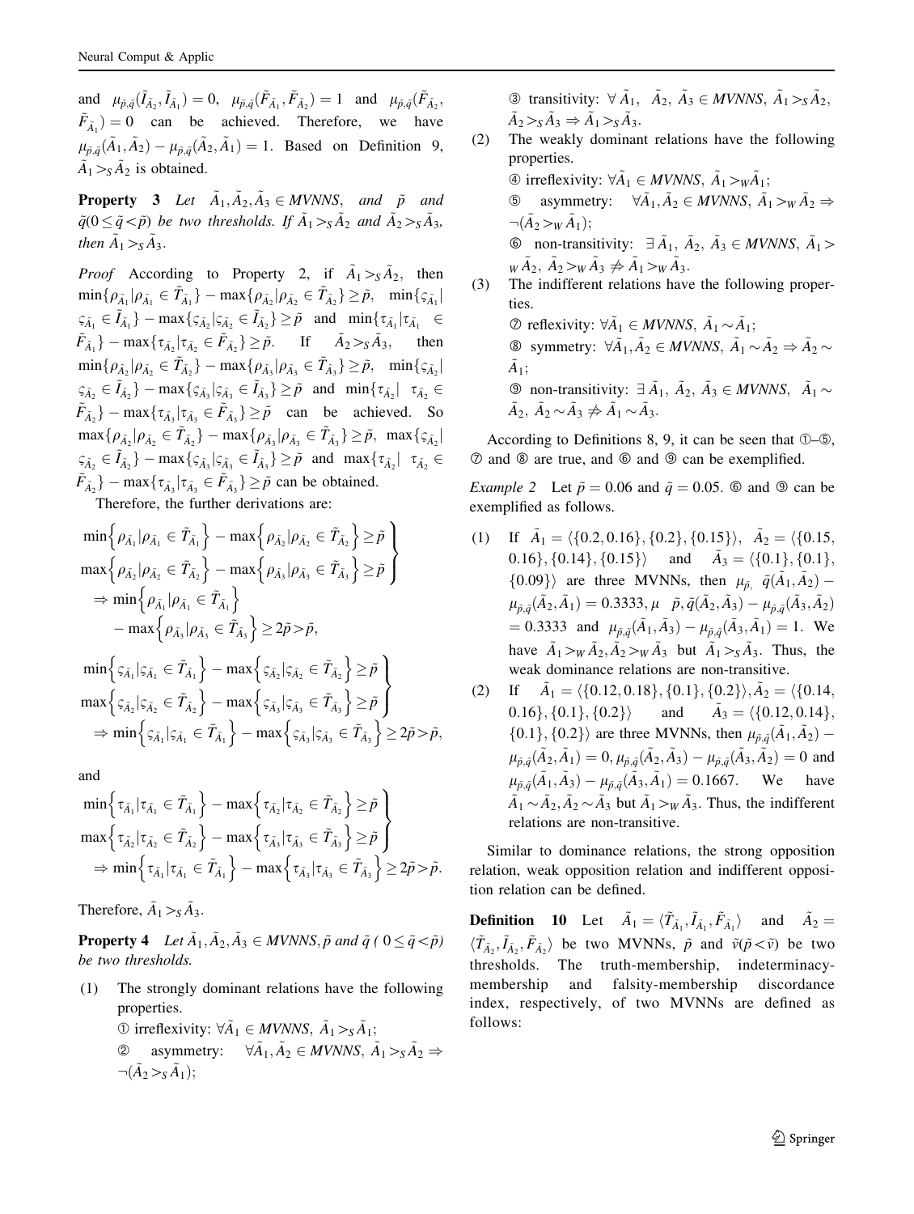and $\mu_{\tilde{p},\tilde{q}}(\tilde{I}_{\tilde{A}_2}, \tilde{I}_{\tilde{A}_1}) = 0$, $\mu_{\tilde{p},\tilde{q}}(\tilde{F}_{\tilde{A}_1}, \tilde{F}_{\tilde{A}_2}) = 1$ and $\mu_{\tilde{p},\tilde{q}}(\tilde{F}_{\tilde{A}_2}, \tilde{F}_{\tilde{A}_1}) = 0$ can be achieved. Therefore, we have $\mu_{\tilde{p},\tilde{q}}(\tilde{A}_1, \tilde{A}_2) - \mu_{\tilde{p},\tilde{q}}(\tilde{A}_2, \tilde{A}_1) = 1$. Based on Definition 9, $\tilde{A}_1 >_S \tilde{A}_2$ is obtained.

**Property 3** *Let $\tilde{A}_1, \tilde{A}_2, \tilde{A}_3 \in MVNNS$, and $\tilde{p}$ and $\tilde{q}(0 \leq \tilde{q} < \tilde{p})$ be two thresholds. If $\tilde{A}_1 >_S \tilde{A}_2$ and $\tilde{A}_2 >_S \tilde{A}_3$, then $\tilde{A}_1 >_S \tilde{A}_3$.*

*Proof* According to Property 2, if $\tilde{A}_1 >_S \tilde{A}_2$, then $\min\{\rho_{\tilde{A}_1} | \rho_{\tilde{A}_1} \in \tilde{T}_{\tilde{A}_1}\} - \max\{\rho_{\tilde{A}_2} | \rho_{\tilde{A}_2} \in \tilde{T}_{\tilde{A}_2}\} \geq \tilde{p}$, $\min\{\varsigma_{\tilde{A}_1} | \varsigma_{\tilde{A}_1} \in \tilde{I}_{\tilde{A}_1}\} - \max\{\varsigma_{\tilde{A}_2} | \varsigma_{\tilde{A}_2} \in \tilde{I}_{\tilde{A}_2}\} \geq \tilde{p}$ and $\min\{\tau_{\tilde{A}_1} | \tau_{\tilde{A}_1} \in \tilde{F}_{\tilde{A}_1}\} - \max\{\tau_{\tilde{A}_2} | \tau_{\tilde{A}_2} \in \tilde{F}_{\tilde{A}_2}\} \geq \tilde{p}$. If $\tilde{A}_2 >_S \tilde{A}_3$, then $\min\{\rho_{\tilde{A}_2} | \rho_{\tilde{A}_2} \in \tilde{T}_{\tilde{A}_2}\} - \max\{\rho_{\tilde{A}_3} | \rho_{\tilde{A}_3} \in \tilde{T}_{\tilde{A}_3}\} \geq \tilde{p}$, $\min\{\varsigma_{\tilde{A}_2} | \varsigma_{\tilde{A}_2} \in \tilde{I}_{\tilde{A}_2}\} - \max\{\varsigma_{\tilde{A}_3} | \varsigma_{\tilde{A}_3} \in \tilde{I}_{\tilde{A}_3}\} \geq \tilde{p}$ and $\min\{\tau_{\tilde{A}_2} | \tau_{\tilde{A}_2} \in \tilde{F}_{\tilde{A}_2}\} - \max\{\tau_{\tilde{A}_3} | \tau_{\tilde{A}_3} \in \tilde{F}_{\tilde{A}_3}\} \geq \tilde{p}$ can be achieved. So $\max\{\rho_{\tilde{A}_2} | \rho_{\tilde{A}_2} \in \tilde{T}_{\tilde{A}_2}\} - \max\{\rho_{\tilde{A}_3} | \rho_{\tilde{A}_3} \in \tilde{T}_{\tilde{A}_3}\} \geq \tilde{p}$, $\max\{\varsigma_{\tilde{A}_2} | \varsigma_{\tilde{A}_2} \in \tilde{I}_{\tilde{A}_2}\} - \max\{\varsigma_{\tilde{A}_3} | \varsigma_{\tilde{A}_3} \in \tilde{I}_{\tilde{A}_3}\} \geq \tilde{p}$ and $\max\{\tau_{\tilde{A}_2} | \tau_{\tilde{A}_2} \in \tilde{F}_{\tilde{A}_2}\} - \max\{\tau_{\tilde{A}_3} | \tau_{\tilde{A}_3} \in \tilde{F}_{\tilde{A}_3}\} \geq \tilde{p}$ can be obtained.

Therefore, the further derivations are:

$$\left.\begin{array}{l} \min\left\{\rho_{\tilde{A}_1} | \rho_{\tilde{A}_1} \in \tilde{T}_{\tilde{A}_1}\right\} - \max\left\{\rho_{\tilde{A}_2} | \rho_{\tilde{A}_2} \in \tilde{T}_{\tilde{A}_2}\right\} \geq \tilde{p} \\ \max\left\{\rho_{\tilde{A}_2} | \rho_{\tilde{A}_2} \in \tilde{T}_{\tilde{A}_2}\right\} - \max\left\{\rho_{\tilde{A}_3} | \rho_{\tilde{A}_3} \in \tilde{T}_{\tilde{A}_3}\right\} \geq \tilde{p} \end{array}\right\}$$
$$\Rightarrow \min\left\{\rho_{\tilde{A}_1} | \rho_{\tilde{A}_1} \in \tilde{T}_{\tilde{A}_1}\right\} - \max\left\{\rho_{\tilde{A}_3} | \rho_{\tilde{A}_3} \in \tilde{T}_{\tilde{A}_3}\right\} \geq 2\tilde{p} > \tilde{p},$$

$$\left.\begin{array}{l} \min\left\{\varsigma_{\tilde{A}_1} | \varsigma_{\tilde{A}_1} \in \tilde{T}_{\tilde{A}_1}\right\} - \max\left\{\varsigma_{\tilde{A}_2} | \varsigma_{\tilde{A}_2} \in \tilde{T}_{\tilde{A}_2}\right\} \geq \tilde{p} \\ \max\left\{\varsigma_{\tilde{A}_2} | \varsigma_{\tilde{A}_2} \in \tilde{T}_{\tilde{A}_2}\right\} - \max\left\{\varsigma_{\tilde{A}_3} | \varsigma_{\tilde{A}_3} \in \tilde{T}_{\tilde{A}_3}\right\} \geq \tilde{p} \end{array}\right\}$$
$$\Rightarrow \min\left\{\varsigma_{\tilde{A}_1} | \varsigma_{\tilde{A}_1} \in \tilde{T}_{\tilde{A}_1}\right\} - \max\left\{\varsigma_{\tilde{A}_3} | \varsigma_{\tilde{A}_3} \in \tilde{T}_{\tilde{A}_3}\right\} \geq 2\tilde{p} > \tilde{p},$$

and

$$\left.\begin{array}{l} \min\left\{\tau_{\tilde{A}_1} | \tau_{\tilde{A}_1} \in \tilde{T}_{\tilde{A}_1}\right\} - \max\left\{\tau_{\tilde{A}_2} | \tau_{\tilde{A}_2} \in \tilde{T}_{\tilde{A}_2}\right\} \geq \tilde{p} \\ \max\left\{\tau_{\tilde{A}_2} | \tau_{\tilde{A}_2} \in \tilde{T}_{\tilde{A}_2}\right\} - \max\left\{\tau_{\tilde{A}_3} | \tau_{\tilde{A}_3} \in \tilde{T}_{\tilde{A}_3}\right\} \geq \tilde{p} \end{array}\right\}$$
$$\Rightarrow \min\left\{\tau_{\tilde{A}_1} | \tau_{\tilde{A}_1} \in \tilde{T}_{\tilde{A}_1}\right\} - \max\left\{\tau_{\tilde{A}_3} | \tau_{\tilde{A}_3} \in \tilde{T}_{\tilde{A}_3}\right\} \geq 2\tilde{p} > \tilde{p}.$$

Therefore, $\tilde{A}_1 >_S \tilde{A}_3$.

**Property 4** *Let $\tilde{A}_1, \tilde{A}_2, \tilde{A}_3 \in MVNNS$, $\tilde{p}$ and $\tilde{q}$ ( $0 \leq \tilde{q} < \tilde{p}$) be two thresholds.*

(1) The strongly dominant relations have the following properties.
① irreflexivity: $\forall \tilde{A}_1 \in MVNNS$, $\tilde{A}_1 >_S \tilde{A}_1$;
② asymmetry: $\forall \tilde{A}_1, \tilde{A}_2 \in MVNNS$, $\tilde{A}_1 >_S \tilde{A}_2 \Rightarrow \neg(\tilde{A}_2 >_S \tilde{A}_1)$;
③ transitivity: $\forall$ $\tilde{A}_1$, $\tilde{A}_2$, $\tilde{A}_3 \in MVNNS$, $\tilde{A}_1 >_S \tilde{A}_2$, $\tilde{A}_2 >_S \tilde{A}_3 \Rightarrow \tilde{A}_1 >_S \tilde{A}_3$.

(2) The weakly dominant relations have the following properties.
④ irreflexivity: $\forall \tilde{A}_1 \in MVNNS$, $\tilde{A}_1 >_W \tilde{A}_1$;
⑤ asymmetry: $\forall \tilde{A}_1, \tilde{A}_2 \in MVNNS$, $\tilde{A}_1 >_W \tilde{A}_2 \Rightarrow \neg(\tilde{A}_2 >_W \tilde{A}_1)$;
⑥ non-transitivity: $\exists$ $\tilde{A}_1$, $\tilde{A}_2$, $\tilde{A}_3 \in MVNNS$, $\tilde{A}_1 >_W \tilde{A}_2$, $\tilde{A}_2 >_W \tilde{A}_3 \nRightarrow \tilde{A}_1 >_W \tilde{A}_3$.

(3) The indifferent relations have the following properties.
⑦ reflexivity: $\forall \tilde{A}_1 \in MVNNS$, $\tilde{A}_1 \sim \tilde{A}_1$;
⑧ symmetry: $\forall \tilde{A}_1, \tilde{A}_2 \in MVNNS$, $\tilde{A}_1 \sim \tilde{A}_2 \Rightarrow \tilde{A}_2 \sim \tilde{A}_1$;
⑨ non-transitivity: $\exists$ $\tilde{A}_1$, $\tilde{A}_2$, $\tilde{A}_3 \in MVNNS$, $\tilde{A}_1 \sim \tilde{A}_2$, $\tilde{A}_2 \sim \tilde{A}_3 \nRightarrow \tilde{A}_1 \sim \tilde{A}_3$.

According to Definitions 8, 9, it can be seen that ①–⑤, ⑦ and ⑧ are true, and ⑥ and ⑨ can be exemplified.

*Example 2* Let $\tilde{p} = 0.06$ and $\tilde{q} = 0.05$. ⑥ and ⑨ can be exemplified as follows.

(1) If $\tilde{A}_1 = \langle\{0.2, 0.16\}, \{0.2\}, \{0.15\}\rangle$, $\tilde{A}_2 = \langle\{0.15, 0.16\}, \{0.14\}, \{0.15\}\rangle$ and $\tilde{A}_3 = \langle\{0.1\}, \{0.1\}, \{0.09\}\rangle$ are three MVNNs, then $\mu_{\tilde{p},}\ \tilde{q}(\tilde{A}_1, \tilde{A}_2) - \mu_{\tilde{p},\tilde{q}}(\tilde{A}_2, \tilde{A}_1) = 0.3333$, $\mu\ \ \tilde{p}, \tilde{q}(\tilde{A}_2, \tilde{A}_3) - \mu_{\tilde{p},\tilde{q}}(\tilde{A}_3, \tilde{A}_2) = 0.3333$ and $\mu_{\tilde{p},\tilde{q}}(\tilde{A}_1, \tilde{A}_3) - \mu_{\tilde{p},\tilde{q}}(\tilde{A}_3, \tilde{A}_1) = 1$. We have $\tilde{A}_1 >_W \tilde{A}_2, \tilde{A}_2 >_W \tilde{A}_3$ but $\tilde{A}_1 >_S \tilde{A}_3$. Thus, the weak dominance relations are non-transitive.

(2) If $\tilde{A}_1 = \langle\{0.12, 0.18\}, \{0.1\}, \{0.2\}\rangle, \tilde{A}_2 = \langle\{0.14, 0.16\}, \{0.1\}, \{0.2\}\rangle$ and $\tilde{A}_3 = \langle\{0.12, 0.14\}, \{0.1\}, \{0.2\}\rangle$ are three MVNNs, then $\mu_{\tilde{p},\tilde{q}}(\tilde{A}_1, \tilde{A}_2) - \mu_{\tilde{p},\tilde{q}}(\tilde{A}_2, \tilde{A}_1) = 0, \mu_{\tilde{p},\tilde{q}}(\tilde{A}_2, \tilde{A}_3) - \mu_{\tilde{p},\tilde{q}}(\tilde{A}_3, \tilde{A}_2) = 0$ and $\mu_{\tilde{p},\tilde{q}}(\tilde{A}_1, \tilde{A}_3) - \mu_{\tilde{p},\tilde{q}}(\tilde{A}_3, \tilde{A}_1) = 0.1667$. We have $\tilde{A}_1 \sim \tilde{A}_2, \tilde{A}_2 \sim \tilde{A}_3$ but $\tilde{A}_1 >_W \tilde{A}_3$. Thus, the indifferent relations are non-transitive.

Similar to dominance relations, the strong opposition relation, weak opposition relation and indifferent opposition relation can be defined.

**Definition 10** Let $\tilde{A}_1 = \langle\tilde{T}_{\tilde{A}_1}, \tilde{I}_{\tilde{A}_1}, \tilde{F}_{\tilde{A}_1}\rangle$ and $\tilde{A}_2 = \langle\tilde{T}_{\tilde{A}_2}, \tilde{I}_{\tilde{A}_2}, \tilde{F}_{\tilde{A}_2}\rangle$ be two MVNNs, $\tilde{p}$ and $\tilde{v}(\tilde{p} < \tilde{v})$ be two thresholds. The truth-membership, indeterminacy-membership and falsity-membership discordance index, respectively, of two MVNNs are defined as follows: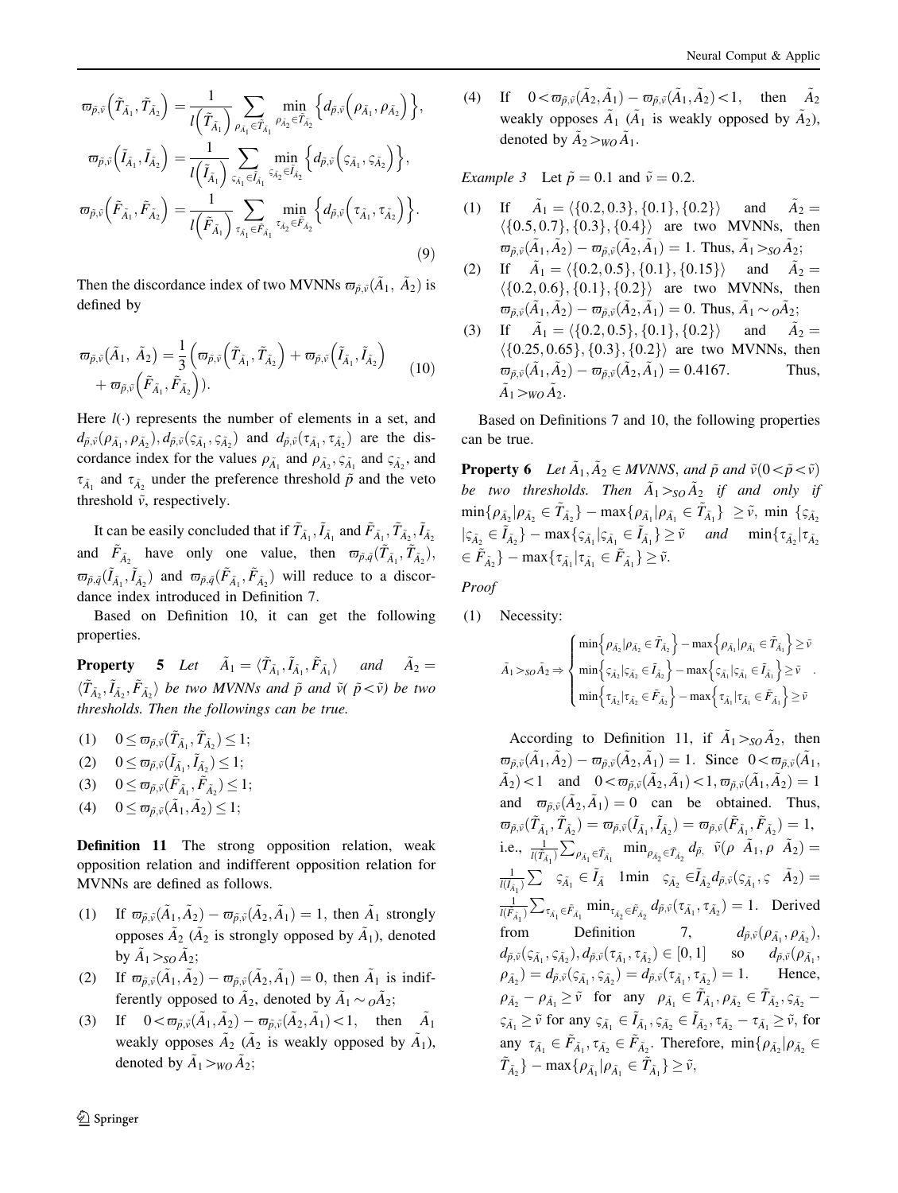$$\varpi_{\tilde{p},\tilde{v}}\left(\tilde{T}_{\tilde{A}_1},\tilde{T}_{\tilde{A}_2}\right)=\frac{1}{l\left(\tilde{T}_{\tilde{A}_1}\right)}\sum_{\rho_{\tilde{A}_1}\in\tilde{T}_{\tilde{A}_1}}\min_{\rho_{\tilde{A}_2}\in\tilde{T}_{\tilde{A}_2}}\left\{d_{\tilde{p},\tilde{v}}\left(\rho_{\tilde{A}_1},\rho_{\tilde{A}_2}\right)\right\},$$
$$\varpi_{\tilde{p},\tilde{v}}\left(\tilde{I}_{\tilde{A}_1},\tilde{I}_{\tilde{A}_2}\right)=\frac{1}{l\left(\tilde{I}_{\tilde{A}_1}\right)}\sum_{\varsigma_{\tilde{A}_1}\in\tilde{I}_{\tilde{A}_1}}\min_{\varsigma_{\tilde{A}_2}\in\tilde{I}_{\tilde{A}_2}}\left\{d_{\tilde{p},\tilde{v}}\left(\varsigma_{\tilde{A}_1},\varsigma_{\tilde{A}_2}\right)\right\},$$
$$\varpi_{\tilde{p},\tilde{v}}\left(\tilde{F}_{\tilde{A}_1},\tilde{F}_{\tilde{A}_2}\right)=\frac{1}{l\left(\tilde{F}_{\tilde{A}_1}\right)}\sum_{\tau_{\tilde{A}_1}\in\tilde{F}_{\tilde{A}_1}}\min_{\tau_{\tilde{A}_2}\in\tilde{F}_{\tilde{A}_2}}\left\{d_{\tilde{p},\tilde{v}}\left(\tau_{\tilde{A}_1},\tau_{\tilde{A}_2}\right)\right\}. \tag{9}$$

Then the discordance index of two MVNNs $\varpi_{\tilde{p},\tilde{v}}(\tilde{A}_1,\ \tilde{A}_2)$ is defined by

$$\varpi_{\tilde{p},\tilde{v}}(\tilde{A}_1,\ \tilde{A}_2)=\frac{1}{3}\Big(\varpi_{\tilde{p},\tilde{v}}\left(\tilde{T}_{\tilde{A}_1},\tilde{T}_{\tilde{A}_2}\right)+\varpi_{\tilde{p},\tilde{v}}\left(\tilde{I}_{\tilde{A}_1},\tilde{I}_{\tilde{A}_2}\right)+\varpi_{\tilde{p},\tilde{v}}\left(\tilde{F}_{\tilde{A}_1},\tilde{F}_{\tilde{A}_2}\right)\Big). \tag{10}$$

Here $l(\cdot)$ represents the number of elements in a set, and $d_{\tilde{p},\tilde{v}}(\rho_{\tilde{A}_1},\rho_{\tilde{A}_2}), d_{\tilde{p},\tilde{v}}(\varsigma_{\tilde{A}_1},\varsigma_{\tilde{A}_2})$ and $d_{\tilde{p},\tilde{v}}(\tau_{\tilde{A}_1},\tau_{\tilde{A}_2})$ are the discordance index for the values $\rho_{\tilde{A}_1}$ and $\rho_{\tilde{A}_2}, \varsigma_{\tilde{A}_1}$ and $\varsigma_{\tilde{A}_2}$, and $\tau_{\tilde{A}_1}$ and $\tau_{\tilde{A}_2}$ under the preference threshold $\tilde{p}$ and the veto threshold $\tilde{v}$, respectively.

It can be easily concluded that if $\tilde{T}_{\tilde{A}_1}, \tilde{I}_{\tilde{A}_1}$ and $\tilde{F}_{\tilde{A}_1}, \tilde{T}_{\tilde{A}_2}, \tilde{I}_{\tilde{A}_2}$ and $\tilde{F}_{\tilde{A}_2}$ have only one value, then $\varpi_{\tilde{p},\tilde{q}}(\tilde{T}_{\tilde{A}_1},\tilde{T}_{\tilde{A}_2})$, $\varpi_{\tilde{p},\tilde{q}}(\tilde{I}_{\tilde{A}_1},\tilde{I}_{\tilde{A}_2})$ and $\varpi_{\tilde{p},\tilde{q}}(\tilde{F}_{\tilde{A}_1},\tilde{F}_{\tilde{A}_2})$ will reduce to a discordance index introduced in Definition 7.

Based on Definition 10, it can get the following properties.

**Property 5** *Let* $\tilde{A}_1=\langle\tilde{T}_{\tilde{A}_1},\tilde{I}_{\tilde{A}_1},\tilde{F}_{\tilde{A}_1}\rangle$ *and* $\tilde{A}_2=\langle\tilde{T}_{\tilde{A}_2},\tilde{I}_{\tilde{A}_2},\tilde{F}_{\tilde{A}_2}\rangle$ *be two MVNNs and* $\tilde{p}$ *and* $\tilde{v}$( $\tilde{p}<\tilde{v}$) *be two thresholds. Then the followings can be true.*

1. $0\le\varpi_{\tilde{p},\tilde{v}}(\tilde{T}_{\tilde{A}_1},\tilde{T}_{\tilde{A}_2})\le 1$;
2. $0\le\varpi_{\tilde{p},\tilde{v}}(\tilde{I}_{\tilde{A}_1},\tilde{I}_{\tilde{A}_2})\le 1$;
3. $0\le\varpi_{\tilde{p},\tilde{v}}(\tilde{F}_{\tilde{A}_1},\tilde{F}_{\tilde{A}_2})\le 1$;
4. $0\le\varpi_{\tilde{p},\tilde{v}}(\tilde{A}_1,\tilde{A}_2)\le 1$;

**Definition 11** The strong opposition relation, weak opposition relation and indifferent opposition relation for MVNNs are defined as follows.

1. If $\varpi_{\tilde{p},\tilde{v}}(\tilde{A}_1,\tilde{A}_2)-\varpi_{\tilde{p},\tilde{v}}(\tilde{A}_2,\tilde{A}_1)=1$, then $\tilde{A}_1$ strongly opposes $\tilde{A}_2$ ($\tilde{A}_2$ is strongly opposed by $\tilde{A}_1$), denoted by $\tilde{A}_1>_{SO}\tilde{A}_2$;
2. If $\varpi_{\tilde{p},\tilde{v}}(\tilde{A}_1,\tilde{A}_2)-\varpi_{\tilde{p},\tilde{v}}(\tilde{A}_2,\tilde{A}_1)=0$, then $\tilde{A}_1$ is indifferently opposed to $\tilde{A}_2$, denoted by $\tilde{A}_1\sim_O\tilde{A}_2$;
3. If $0<\varpi_{\tilde{p},\tilde{v}}(\tilde{A}_1,\tilde{A}_2)-\varpi_{\tilde{p},\tilde{v}}(\tilde{A}_2,\tilde{A}_1)<1$, then $\tilde{A}_1$ weakly opposes $\tilde{A}_2$ ($\tilde{A}_2$ is weakly opposed by $\tilde{A}_1$), denoted by $\tilde{A}_1>_{WO}\tilde{A}_2$;
4. If $0<\varpi_{\tilde{p},\tilde{v}}(\tilde{A}_2,\tilde{A}_1)-\varpi_{\tilde{p},\tilde{v}}(\tilde{A}_1,\tilde{A}_2)<1$, then $\tilde{A}_2$ weakly opposes $\tilde{A}_1$ ($\tilde{A}_1$ is weakly opposed by $\tilde{A}_2$), denoted by $\tilde{A}_2>_{WO}\tilde{A}_1$.

*Example 3* Let $\tilde{p}=0.1$ and $\tilde{v}=0.2$.

1. If $\tilde{A}_1=\langle\{0.2,0.3\},\{0.1\},\{0.2\}\rangle$ and $\tilde{A}_2=\langle\{0.5,0.7\},\{0.3\},\{0.4\}\rangle$ are two MVNNs, then $\varpi_{\tilde{p},\tilde{v}}(\tilde{A}_1,\tilde{A}_2)-\varpi_{\tilde{p},\tilde{v}}(\tilde{A}_2,\tilde{A}_1)=1$. Thus, $\tilde{A}_1>_{SO}\tilde{A}_2$;
2. If $\tilde{A}_1=\langle\{0.2,0.5\},\{0.1\},\{0.15\}\rangle$ and $\tilde{A}_2=\langle\{0.2,0.6\},\{0.1\},\{0.2\}\rangle$ are two MVNNs, then $\varpi_{\tilde{p},\tilde{v}}(\tilde{A}_1,\tilde{A}_2)-\varpi_{\tilde{p},\tilde{v}}(\tilde{A}_2,\tilde{A}_1)=0$. Thus, $\tilde{A}_1\sim_O\tilde{A}_2$;
3. If $\tilde{A}_1=\langle\{0.2,0.5\},\{0.1\},\{0.2\}\rangle$ and $\tilde{A}_2=\langle\{0.25,0.65\},\{0.3\},\{0.2\}\rangle$ are two MVNNs, then $\varpi_{\tilde{p},\tilde{v}}(\tilde{A}_1,\tilde{A}_2)-\varpi_{\tilde{p},\tilde{v}}(\tilde{A}_2,\tilde{A}_1)=0.4167$. Thus, $\tilde{A}_1>_{WO}\tilde{A}_2$.

Based on Definitions 7 and 10, the following properties can be true.

**Property 6** *Let* $\tilde{A}_1,\tilde{A}_2\in MVNNS$, *and* $\tilde{p}$ *and* $\tilde{v}(0<\tilde{p}<\tilde{v})$ *be two thresholds. Then* $\tilde{A}_1>_{SO}\tilde{A}_2$ *if and only if* $\min\{\rho_{\tilde{A}_2}|\rho_{\tilde{A}_2}\in\tilde{T}_{\tilde{A}_2}\}-\max\{\rho_{\tilde{A}_1}|\rho_{\tilde{A}_1}\in\tilde{T}_{\tilde{A}_1}\}\ \ge\tilde{v}$, $\min\{\varsigma_{\tilde{A}_2}|\varsigma_{\tilde{A}_2}\in\tilde{I}_{\tilde{A}_2}\}-\max\{\varsigma_{\tilde{A}_1}|\varsigma_{\tilde{A}_1}\in\tilde{I}_{\tilde{A}_1}\}\ge\tilde{v}$ *and* $\min\{\tau_{\tilde{A}_2}|\tau_{\tilde{A}_2}\in\tilde{F}_{\tilde{A}_2}\}-\max\{\tau_{\tilde{A}_1}|\tau_{\tilde{A}_1}\in\tilde{F}_{\tilde{A}_1}\}\ge\tilde{v}$.

*Proof*

(1) Necessity:

$$\tilde{A}_1>_{SO}\tilde{A}_2\Rightarrow\begin{cases}\min\left\{\rho_{\tilde{A}_2}|\rho_{\tilde{A}_2}\in\tilde{T}_{\tilde{A}_2}\right\}-\max\left\{\rho_{\tilde{A}_1}|\rho_{\tilde{A}_1}\in\tilde{T}_{\tilde{A}_1}\right\}\ge\tilde{v}\\ \min\left\{\varsigma_{\tilde{A}_2}|\varsigma_{\tilde{A}_2}\in\tilde{I}_{\tilde{A}_2}\right\}-\max\left\{\varsigma_{\tilde{A}_1}|\varsigma_{\tilde{A}_1}\in\tilde{I}_{\tilde{A}_1}\right\}\ge\tilde{v}\\ \min\left\{\tau_{\tilde{A}_2}|\tau_{\tilde{A}_2}\in\tilde{F}_{\tilde{A}_2}\right\}-\max\left\{\tau_{\tilde{A}_1}|\tau_{\tilde{A}_1}\in\tilde{F}_{\tilde{A}_1}\right\}\ge\tilde{v}\end{cases}.$$

According to Definition 11, if $\tilde{A}_1>_{SO}\tilde{A}_2$, then $\varpi_{\tilde{p},\tilde{v}}(\tilde{A}_1,\tilde{A}_2)-\varpi_{\tilde{p},\tilde{v}}(\tilde{A}_2,\tilde{A}_1)=1$. Since $0<\varpi_{\tilde{p},\tilde{v}}(\tilde{A}_1,\tilde{A}_2)<1$ and $0<\varpi_{\tilde{p},\tilde{v}}(\tilde{A}_2,\tilde{A}_1)<1, \varpi_{\tilde{p},\tilde{v}}(\tilde{A}_1,\tilde{A}_2)=1$ and $\varpi_{\tilde{p},\tilde{v}}(\tilde{A}_2,\tilde{A}_1)=0$ can be obtained. Thus, $\varpi_{\tilde{p},\tilde{v}}(\tilde{T}_{\tilde{A}_1},\tilde{T}_{\tilde{A}_2})=\varpi_{\tilde{p},\tilde{v}}(\tilde{I}_{\tilde{A}_1},\tilde{I}_{\tilde{A}_2})=\varpi_{\tilde{p},\tilde{v}}(\tilde{F}_{\tilde{A}_1},\tilde{F}_{\tilde{A}_2})=1$, i.e., $\frac{1}{l(\tilde{T}_{\tilde{A}_1})}\sum_{\rho_{\tilde{A}_1}\in\tilde{T}_{\tilde{A}_1}}\min_{\rho_{\tilde{A}_2}\in\tilde{T}_{\tilde{A}_2}}d_{\tilde{p},\ \tilde{v}}(\rho\ \tilde{A}_1,\rho\ \tilde{A}_2)=\frac{1}{l(\tilde{I}_{\tilde{A}_1})}\sum\ \varsigma_{\tilde{A}_1}\in\tilde{I}_{\tilde{A}}\ 1\min\ \varsigma_{\tilde{A}_2}\in\tilde{I}_{\tilde{A}_2}d_{\tilde{p},\tilde{v}}(\varsigma_{\tilde{A}_1},\varsigma\ \tilde{A}_2)=\frac{1}{l(\tilde{F}_{\tilde{A}_1})}\sum_{\tau_{\tilde{A}_1}\in\tilde{F}_{\tilde{A}_1}}\min_{\tau_{\tilde{A}_2}\in\tilde{F}_{\tilde{A}_2}}d_{\tilde{p},\tilde{v}}(\tau_{\tilde{A}_1},\tau_{\tilde{A}_2})=1$. Derived from Definition 7, $d_{\tilde{p},\tilde{v}}(\rho_{\tilde{A}_1},\rho_{\tilde{A}_2})$, $d_{\tilde{p},\tilde{v}}(\varsigma_{\tilde{A}_1},\varsigma_{\tilde{A}_2}), d_{\tilde{p},\tilde{v}}(\tau_{\tilde{A}_1},\tau_{\tilde{A}_2})\in[0,1]$ so $d_{\tilde{p},\tilde{v}}(\rho_{\tilde{A}_1},\rho_{\tilde{A}_2})=d_{\tilde{p},\tilde{v}}(\varsigma_{\tilde{A}_1},\varsigma_{\tilde{A}_2})=d_{\tilde{p},\tilde{v}}(\tau_{\tilde{A}_1},\tau_{\tilde{A}_2})=1$. Hence, $\rho_{\tilde{A}_2}-\rho_{\tilde{A}_1}\ge\tilde{v}$ for any $\rho_{\tilde{A}_1}\in\tilde{T}_{\tilde{A}_1},\rho_{\tilde{A}_2}\in\tilde{T}_{\tilde{A}_2},\varsigma_{\tilde{A}_2}-\varsigma_{\tilde{A}_1}\ge\tilde{v}$ for any $\varsigma_{\tilde{A}_1}\in\tilde{I}_{\tilde{A}_1},\varsigma_{\tilde{A}_2}\in\tilde{I}_{\tilde{A}_2},\tau_{\tilde{A}_2}-\tau_{\tilde{A}_1}\ge\tilde{v}$, for any $\tau_{\tilde{A}_1}\in\tilde{F}_{\tilde{A}_1},\tau_{\tilde{A}_2}\in\tilde{F}_{\tilde{A}_2}$. Therefore, $\min\{\rho_{\tilde{A}_2}|\rho_{\tilde{A}_2}\in\tilde{T}_{\tilde{A}_2}\}-\max\{\rho_{\tilde{A}_1}|\rho_{\tilde{A}_1}\in\tilde{T}_{\tilde{A}_1}\}\ge\tilde{v}$,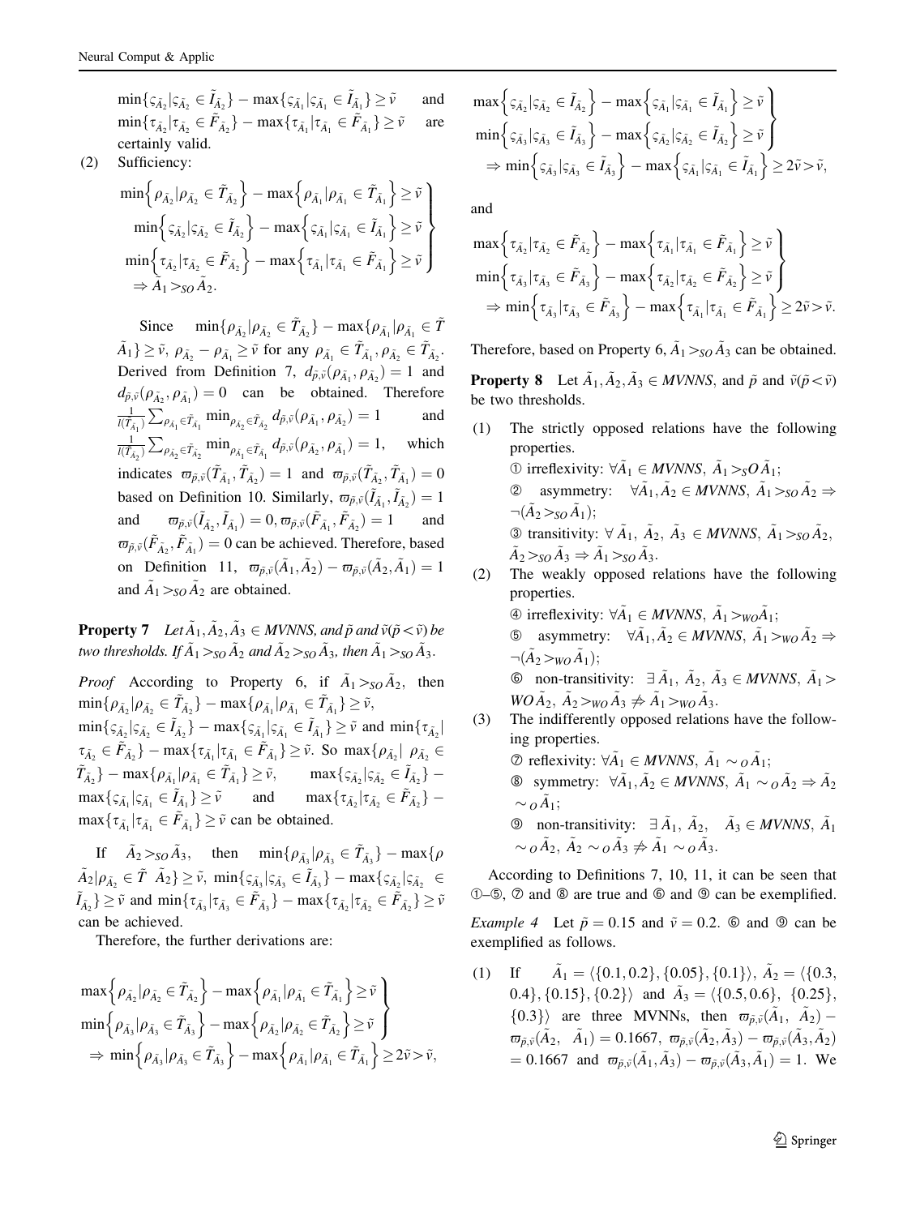$\min\{\varsigma_{\tilde{A}_2}|\varsigma_{\tilde{A}_2} \in \tilde{I}_{\tilde{A}_2}\} - \max\{\varsigma_{\tilde{A}_1}|\varsigma_{\tilde{A}_1} \in \tilde{I}_{\tilde{A}_1}\} \geq \tilde{\nu}$ and $\min\{\tau_{\tilde{A}_2}|\tau_{\tilde{A}_2} \in \tilde{F}_{\tilde{A}_2}\} - \max\{\tau_{\tilde{A}_1}|\tau_{\tilde{A}_1} \in \tilde{F}_{\tilde{A}_1}\} \geq \tilde{\nu}$ are certainly valid.

(2) Sufficiency:

$$\left.\begin{array}{c}\min\left\{\rho_{\tilde{A}_2}|\rho_{\tilde{A}_2} \in \tilde{T}_{\tilde{A}_2}\right\} - \max\left\{\rho_{\tilde{A}_1}|\rho_{\tilde{A}_1} \in \tilde{T}_{\tilde{A}_1}\right\} \geq \tilde{\nu} \\ \min\left\{\varsigma_{\tilde{A}_2}|\varsigma_{\tilde{A}_2} \in \tilde{I}_{\tilde{A}_2}\right\} - \max\left\{\varsigma_{\tilde{A}_1}|\varsigma_{\tilde{A}_1} \in \tilde{I}_{\tilde{A}_1}\right\} \geq \tilde{\nu} \\ \min\left\{\tau_{\tilde{A}_2}|\tau_{\tilde{A}_2} \in \tilde{F}_{\tilde{A}_2}\right\} - \max\left\{\tau_{\tilde{A}_1}|\tau_{\tilde{A}_1} \in \tilde{F}_{\tilde{A}_1}\right\} \geq \tilde{\nu}\end{array}\right\}$$
$$\Rightarrow \tilde{A}_1 >_{SO} \tilde{A}_2.$$

Since $\min\{\rho_{\tilde{A}_2}|\rho_{\tilde{A}_2} \in \tilde{T}_{\tilde{A}_2}\} - \max\{\rho_{\tilde{A}_1}|\rho_{\tilde{A}_1} \in \tilde{T}_{\tilde{A}_1}\} \geq \tilde{\nu}$, $\rho_{\tilde{A}_2} - \rho_{\tilde{A}_1} \geq \tilde{\nu}$ for any $\rho_{\tilde{A}_1} \in \tilde{T}_{\tilde{A}_1}, \rho_{\tilde{A}_2} \in \tilde{T}_{\tilde{A}_2}$. Derived from Definition 7, $d_{\tilde{p},\tilde{\nu}}(\rho_{\tilde{A}_1}, \rho_{\tilde{A}_2}) = 1$ and $d_{\tilde{p},\tilde{\nu}}(\rho_{\tilde{A}_2}, \rho_{\tilde{A}_1}) = 0$ can be obtained. Therefore $\frac{1}{l(\tilde{T}_{\tilde{A}_1})}\sum_{\rho_{\tilde{A}_1}\in\tilde{T}_{\tilde{A}_1}} \min_{\rho_{\tilde{A}_2}\in\tilde{T}_{\tilde{A}_2}} d_{\tilde{p},\tilde{\nu}}(\rho_{\tilde{A}_1}, \rho_{\tilde{A}_2}) = 1$ and $\frac{1}{l(\tilde{T}_{\tilde{A}_2})}\sum_{\rho_{\tilde{A}_2}\in\tilde{T}_{\tilde{A}_2}} \min_{\rho_{\tilde{A}_1}\in\tilde{T}_{\tilde{A}_1}} d_{\tilde{p},\tilde{\nu}}(\rho_{\tilde{A}_2}, \rho_{\tilde{A}_1}) = 1$, which indicates $\varpi_{\tilde{p},\tilde{\nu}}(\tilde{T}_{\tilde{A}_1}, \tilde{T}_{\tilde{A}_2}) = 1$ and $\varpi_{\tilde{p},\tilde{\nu}}(\tilde{T}_{\tilde{A}_2}, \tilde{T}_{\tilde{A}_1}) = 0$ based on Definition 10. Similarly, $\varpi_{\tilde{p},\tilde{\nu}}(\tilde{I}_{\tilde{A}_1}, \tilde{I}_{\tilde{A}_2}) = 1$ and $\varpi_{\tilde{p},\tilde{\nu}}(\tilde{I}_{\tilde{A}_2}, \tilde{I}_{\tilde{A}_1}) = 0, \varpi_{\tilde{p},\tilde{\nu}}(\tilde{F}_{\tilde{A}_1}, \tilde{F}_{\tilde{A}_2}) = 1$ and $\varpi_{\tilde{p},\tilde{\nu}}(\tilde{F}_{\tilde{A}_2}, \tilde{F}_{\tilde{A}_1}) = 0$ can be achieved. Therefore, based on Definition 11, $\varpi_{\tilde{p},\tilde{\nu}}(\tilde{A}_1, \tilde{A}_2) - \varpi_{\tilde{p},\tilde{\nu}}(\tilde{A}_2, \tilde{A}_1) = 1$ and $\tilde{A}_1 >_{SO} \tilde{A}_2$ are obtained.

**Property 7** *Let $\tilde{A}_1, \tilde{A}_2, \tilde{A}_3 \in MVNNS$, and $\tilde{p}$ and $\tilde{\nu}(\tilde{p} < \tilde{\nu})$ be two thresholds. If $\tilde{A}_1 >_{SO} \tilde{A}_2$ and $\tilde{A}_2 >_{SO} \tilde{A}_3$, then $\tilde{A}_1 >_{SO} \tilde{A}_3$.*

*Proof* According to Property 6, if $\tilde{A}_1 >_{SO} \tilde{A}_2$, then $\min\{\rho_{\tilde{A}_2}|\rho_{\tilde{A}_2} \in \tilde{T}_{\tilde{A}_2}\} - \max\{\rho_{\tilde{A}_1}|\rho_{\tilde{A}_1} \in \tilde{T}_{\tilde{A}_1}\} \geq \tilde{\nu}$, $\min\{\varsigma_{\tilde{A}_2}|\varsigma_{\tilde{A}_2} \in \tilde{I}_{\tilde{A}_2}\} - \max\{\varsigma_{\tilde{A}_1}|\varsigma_{\tilde{A}_1} \in \tilde{I}_{\tilde{A}_1}\} \geq \tilde{\nu}$ and $\min\{\tau_{\tilde{A}_2}|\tau_{\tilde{A}_2} \in \tilde{F}_{\tilde{A}_2}\} - \max\{\tau_{\tilde{A}_1}|\tau_{\tilde{A}_1} \in \tilde{F}_{\tilde{A}_1}\} \geq \tilde{\nu}$. So $\max\{\rho_{\tilde{A}_2}|\rho_{\tilde{A}_2} \in \tilde{T}_{\tilde{A}_2}\} - \max\{\rho_{\tilde{A}_1}|\rho_{\tilde{A}_1} \in \tilde{T}_{\tilde{A}_1}\} \geq \tilde{\nu}$, $\max\{\varsigma_{\tilde{A}_2}|\varsigma_{\tilde{A}_2} \in \tilde{I}_{\tilde{A}_2}\} - \max\{\varsigma_{\tilde{A}_1}|\varsigma_{\tilde{A}_1} \in \tilde{I}_{\tilde{A}_1}\} \geq \tilde{\nu}$ and $\max\{\tau_{\tilde{A}_2}|\tau_{\tilde{A}_2} \in \tilde{F}_{\tilde{A}_2}\} - \max\{\tau_{\tilde{A}_1}|\tau_{\tilde{A}_1} \in \tilde{F}_{\tilde{A}_1}\} \geq \tilde{\nu}$ can be obtained.

If $\tilde{A}_2 >_{SO} \tilde{A}_3$, then $\min\{\rho_{\tilde{A}_3}|\rho_{\tilde{A}_3} \in \tilde{T}_{\tilde{A}_3}\} - \max\{\rho_{\tilde{A}_2}|\rho_{\tilde{A}_2} \in \tilde{T}_{\tilde{A}_2}\} \geq \tilde{\nu}$, $\min\{\varsigma_{\tilde{A}_3}|\varsigma_{\tilde{A}_3} \in \tilde{I}_{\tilde{A}_3}\} - \max\{\varsigma_{\tilde{A}_2}|\varsigma_{\tilde{A}_2} \in \tilde{I}_{\tilde{A}_2}\} \geq \tilde{\nu}$ and $\min\{\tau_{\tilde{A}_3}|\tau_{\tilde{A}_3} \in \tilde{F}_{\tilde{A}_3}\} - \max\{\tau_{\tilde{A}_2}|\tau_{\tilde{A}_2} \in \tilde{F}_{\tilde{A}_2}\} \geq \tilde{\nu}$ can be achieved.

Therefore, the further derivations are:

$$\left.\begin{array}{c}\max\left\{\rho_{\tilde{A}_2}|\rho_{\tilde{A}_2} \in \tilde{T}_{\tilde{A}_2}\right\} - \max\left\{\rho_{\tilde{A}_1}|\rho_{\tilde{A}_1} \in \tilde{T}_{\tilde{A}_1}\right\} \geq \tilde{\nu} \\ \min\left\{\rho_{\tilde{A}_3}|\rho_{\tilde{A}_3} \in \tilde{T}_{\tilde{A}_3}\right\} - \max\left\{\rho_{\tilde{A}_2}|\rho_{\tilde{A}_2} \in \tilde{T}_{\tilde{A}_2}\right\} \geq \tilde{\nu}\end{array}\right\}$$
$$\Rightarrow \min\left\{\rho_{\tilde{A}_3}|\rho_{\tilde{A}_3} \in \tilde{T}_{\tilde{A}_3}\right\} - \max\left\{\rho_{\tilde{A}_1}|\rho_{\tilde{A}_1} \in \tilde{T}_{\tilde{A}_1}\right\} \geq 2\tilde{\nu} > \tilde{\nu},$$

$$\left.\begin{array}{c}\max\left\{\varsigma_{\tilde{A}_2}|\varsigma_{\tilde{A}_2} \in \tilde{I}_{\tilde{A}_2}\right\} - \max\left\{\varsigma_{\tilde{A}_1}|\varsigma_{\tilde{A}_1} \in \tilde{I}_{\tilde{A}_1}\right\} \geq \tilde{\nu} \\ \min\left\{\varsigma_{\tilde{A}_3}|\varsigma_{\tilde{A}_3} \in \tilde{I}_{\tilde{A}_3}\right\} - \max\left\{\varsigma_{\tilde{A}_2}|\varsigma_{\tilde{A}_2} \in \tilde{I}_{\tilde{A}_2}\right\} \geq \tilde{\nu}\end{array}\right\}$$
$$\Rightarrow \min\left\{\varsigma_{\tilde{A}_3}|\varsigma_{\tilde{A}_3} \in \tilde{I}_{\tilde{A}_3}\right\} - \max\left\{\varsigma_{\tilde{A}_1}|\varsigma_{\tilde{A}_1} \in \tilde{I}_{\tilde{A}_1}\right\} \geq 2\tilde{\nu} > \tilde{\nu},$$

and

$$\left.\begin{array}{c}\max\left\{\tau_{\tilde{A}_2}|\tau_{\tilde{A}_2} \in \tilde{F}_{\tilde{A}_2}\right\} - \max\left\{\tau_{\tilde{A}_1}|\tau_{\tilde{A}_1} \in \tilde{F}_{\tilde{A}_1}\right\} \geq \tilde{\nu} \\ \min\left\{\tau_{\tilde{A}_3}|\tau_{\tilde{A}_3} \in \tilde{F}_{\tilde{A}_3}\right\} - \max\left\{\tau_{\tilde{A}_2}|\tau_{\tilde{A}_2} \in \tilde{F}_{\tilde{A}_2}\right\} \geq \tilde{\nu}\end{array}\right\}$$
$$\Rightarrow \min\left\{\tau_{\tilde{A}_3}|\tau_{\tilde{A}_3} \in \tilde{F}_{\tilde{A}_3}\right\} - \max\left\{\tau_{\tilde{A}_1}|\tau_{\tilde{A}_1} \in \tilde{F}_{\tilde{A}_1}\right\} \geq 2\tilde{\nu} > \tilde{\nu}.$$

Therefore, based on Property 6, $\tilde{A}_1 >_{SO} \tilde{A}_3$ can be obtained.

**Property 8** Let $\tilde{A}_1, \tilde{A}_2, \tilde{A}_3 \in MVNNS$, and $\tilde{p}$ and $\tilde{\nu}(\tilde{p} < \tilde{\nu})$ be two thresholds.

(1) The strictly opposed relations have the following properties.
① irreflexivity: $\forall \tilde{A}_1 \in MVNNS$, $\tilde{A}_1 >_S O \tilde{A}_1$;
② asymmetry: $\forall \tilde{A}_1, \tilde{A}_2 \in MVNNS$, $\tilde{A}_1 >_{SO} \tilde{A}_2 \Rightarrow \neg(\tilde{A}_2 >_{SO} \tilde{A}_1)$;
③ transitivity: $\forall\ \tilde{A}_1,\ \tilde{A}_2,\ \tilde{A}_3 \in MVNNS$, $\tilde{A}_1 >_{SO} \tilde{A}_2$, $\tilde{A}_2 >_{SO} \tilde{A}_3 \Rightarrow \tilde{A}_1 >_{SO} \tilde{A}_3$.

(2) The weakly opposed relations have the following properties.
④ irreflexivity: $\forall \tilde{A}_1 \in MVNNS$, $\tilde{A}_1 >_{WO} \tilde{A}_1$;
⑤ asymmetry: $\forall \tilde{A}_1, \tilde{A}_2 \in MVNNS$, $\tilde{A}_1 >_{WO} \tilde{A}_2 \Rightarrow \neg(\tilde{A}_2 >_{WO} \tilde{A}_1)$;
⑥ non-transitivity: $\exists\ \tilde{A}_1,\ \tilde{A}_2,\ \tilde{A}_3 \in MVNNS$, $\tilde{A}_1 > WO\tilde{A}_2$, $\tilde{A}_2 >_{WO} \tilde{A}_3 \not\Rightarrow \tilde{A}_1 >_{WO} \tilde{A}_3$.

(3) The indifferently opposed relations have the following properties.
⑦ reflexivity: $\forall \tilde{A}_1 \in MVNNS$, $\tilde{A}_1 \sim_O \tilde{A}_1$;
⑧ symmetry: $\forall \tilde{A}_1, \tilde{A}_2 \in MVNNS$, $\tilde{A}_1 \sim_O \tilde{A}_2 \Rightarrow \tilde{A}_2 \sim_O \tilde{A}_1$;
⑨ non-transitivity: $\exists\ \tilde{A}_1,\ \tilde{A}_2,\ \tilde{A}_3 \in MVNNS$, $\tilde{A}_1 \sim_O \tilde{A}_2$, $\tilde{A}_2 \sim_O \tilde{A}_3 \not\Rightarrow \tilde{A}_1 \sim_O \tilde{A}_3$.

According to Definitions 7, 10, 11, it can be seen that ①–⑤, ⑦ and ⑧ are true and ⑥ and ⑨ can be exemplified.

*Example 4* Let $\tilde{p} = 0.15$ and $\tilde{\nu} = 0.2$. ⑥ and ⑨ can be exemplified as follows.

(1) If $\tilde{A}_1 = \langle\{0.1, 0.2\}, \{0.05\}, \{0.1\}\rangle$, $\tilde{A}_2 = \langle\{0.3, 0.4\}, \{0.15\}, \{0.2\}\rangle$ and $\tilde{A}_3 = \langle\{0.5, 0.6\}, \{0.25\}, \{0.3\}\rangle$ are three MVNNs, then $\varpi_{\tilde{p},\tilde{\nu}}(\tilde{A}_1, \tilde{A}_2) - \varpi_{\tilde{p},\tilde{\nu}}(\tilde{A}_2, \tilde{A}_1) = 0.1667$, $\varpi_{\tilde{p},\tilde{\nu}}(\tilde{A}_2, \tilde{A}_3) - \varpi_{\tilde{p},\tilde{\nu}}(\tilde{A}_3, \tilde{A}_2) = 0.1667$ and $\varpi_{\tilde{p},\tilde{\nu}}(\tilde{A}_1, \tilde{A}_3) - \varpi_{\tilde{p},\tilde{\nu}}(\tilde{A}_3, \tilde{A}_1) = 1$. We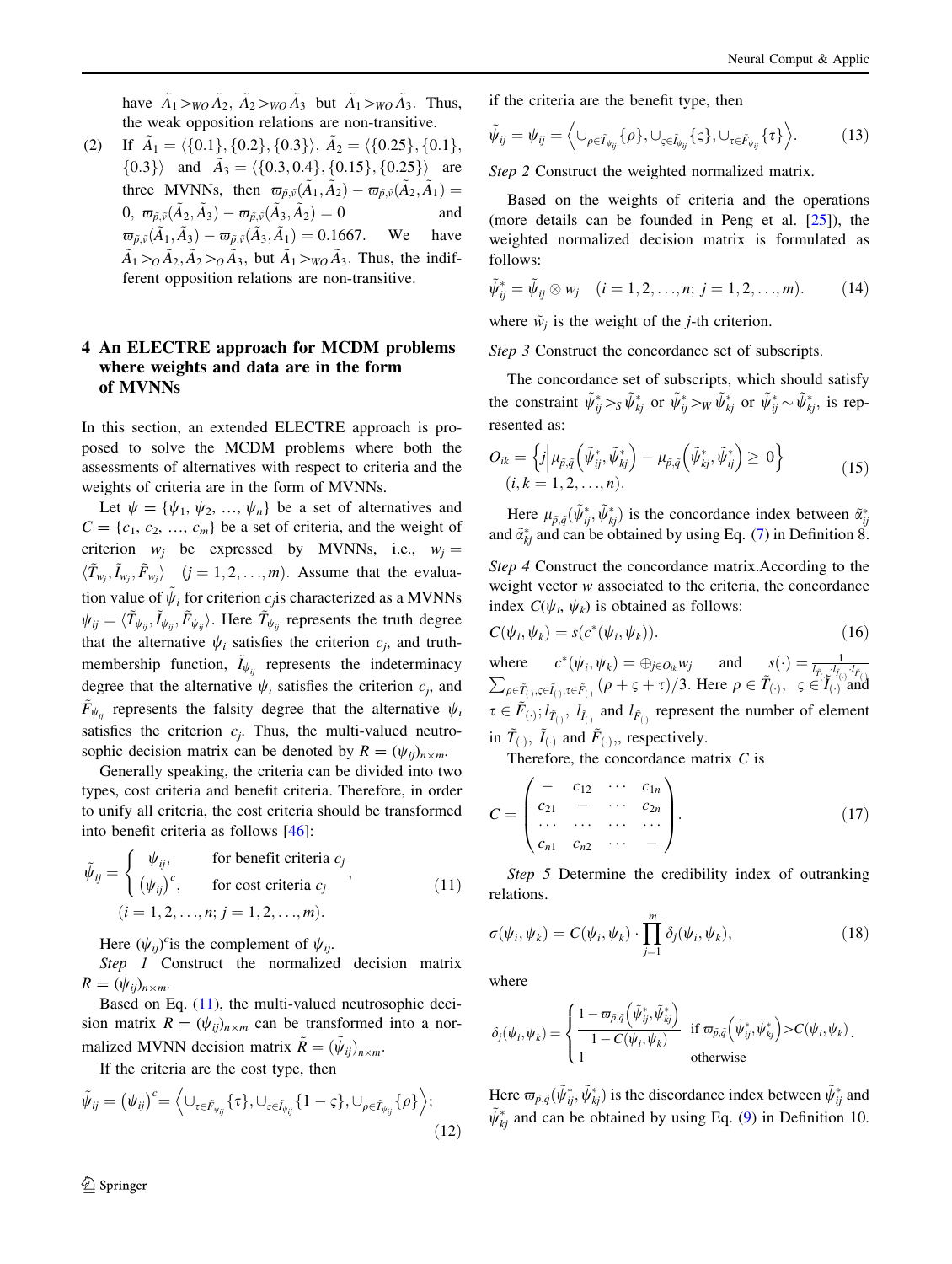have $\tilde{A}_1 >_{WO} \tilde{A}_2$, $\tilde{A}_2 >_{WO} \tilde{A}_3$ but $\tilde{A}_1 >_{WO} \tilde{A}_3$. Thus, the weak opposition relations are non-transitive.

(2) If $\tilde{A}_1 = \langle\{0.1\},\{0.2\},\{0.3\}\rangle$, $\tilde{A}_2 = \langle\{0.25\},\{0.1\},\{0.3\}\rangle$ and $\tilde{A}_3 = \langle\{0.3, 0.4\},\{0.15\},\{0.25\}\rangle$ are three MVNNs, then $\varpi_{\tilde{p},\tilde{v}}(\tilde{A}_1,\tilde{A}_2) - \varpi_{\tilde{p},\tilde{v}}(\tilde{A}_2,\tilde{A}_1) = 0$, $\varpi_{\tilde{p},\tilde{v}}(\tilde{A}_2,\tilde{A}_3) - \varpi_{\tilde{p},\tilde{v}}(\tilde{A}_3,\tilde{A}_2) = 0$ and $\varpi_{\tilde{p},\tilde{v}}(\tilde{A}_1,\tilde{A}_3) - \varpi_{\tilde{p},\tilde{v}}(\tilde{A}_3,\tilde{A}_1) = 0.1667$. We have $\tilde{A}_1 >_O \tilde{A}_2, \tilde{A}_2 >_O \tilde{A}_3$, but $\tilde{A}_1 >_{WO} \tilde{A}_3$. Thus, the indifferent opposition relations are non-transitive.

## 4 An ELECTRE approach for MCDM problems where weights and data are in the form of MVNNs

In this section, an extended ELECTRE approach is proposed to solve the MCDM problems where both the assessments of alternatives with respect to criteria and the weights of criteria are in the form of MVNNs.

Let $\psi = \{\psi_1, \psi_2, \ldots, \psi_n\}$ be a set of alternatives and $C = \{c_1, c_2, \ldots, c_m\}$ be a set of criteria, and the weight of criterion $w_j$ be expressed by MVNNs, i.e., $w_j = \langle \tilde{T}_{w_j}, \tilde{I}_{w_j}, \tilde{F}_{w_j}\rangle \quad (j = 1, 2, \ldots, m)$. Assume that the evaluation value of $\tilde{\psi}_i$ for criterion $c_j$ is characterized as a MVNNs $\psi_{ij} = \langle \tilde{T}_{\psi_{ij}}, \tilde{I}_{\psi_{ij}}, \tilde{F}_{\psi_{ij}}\rangle$. Here $\tilde{T}_{\psi_{ij}}$ represents the truth degree that the alternative $\psi_i$ satisfies the criterion $c_j$, and truth-membership function, $\tilde{I}_{\psi_{ij}}$ represents the indeterminacy degree that the alternative $\psi_i$ satisfies the criterion $c_j$, and $\tilde{F}_{\psi_{ij}}$ represents the falsity degree that the alternative $\psi_i$ satisfies the criterion $c_j$. Thus, the multi-valued neutrosophic decision matrix can be denoted by $R = (\psi_{ij})_{n\times m}$.

Generally speaking, the criteria can be divided into two types, cost criteria and benefit criteria. Therefore, in order to unify all criteria, the cost criteria should be transformed into benefit criteria as follows [46]:

$$\tilde{\psi}_{ij} = \begin{cases} \psi_{ij}, & \text{for benefit criteria } c_j \\ (\psi_{ij})^c, & \text{for cost criteria } c_j \end{cases}, \quad (i = 1, 2, \ldots, n;\ j = 1, 2, \ldots, m). \tag{11}$$

Here $(\psi_{ij})^c$ is the complement of $\psi_{ij}$.

*Step 1* Construct the normalized decision matrix $R = (\psi_{ij})_{n\times m}$.

Based on Eq. (11), the multi-valued neutrosophic decision matrix $R = (\psi_{ij})_{n\times m}$ can be transformed into a normalized MVNN decision matrix $\tilde{R} = (\tilde{\psi}_{ij})_{n\times m}$.

If the criteria are the cost type, then

$$\tilde{\psi}_{ij} = (\psi_{ij})^c = \left\langle \cup_{\tau\in\tilde{F}_{\psi_{ij}}}\{\tau\}, \cup_{\varsigma\in\tilde{I}_{\psi_{ij}}}\{1-\varsigma\}, \cup_{\rho\in\tilde{T}_{\psi_{ij}}}\{\rho\}\right\rangle; \tag{12}$$

if the criteria are the benefit type, then

$$\tilde{\psi}_{ij} = \psi_{ij} = \left\langle \cup_{\rho\in\tilde{T}_{\psi_{ij}}}\{\rho\}, \cup_{\varsigma\in\tilde{I}_{\psi_{ij}}}\{\varsigma\}, \cup_{\tau\in\tilde{F}_{\psi_{ij}}}\{\tau\}\right\rangle. \tag{13}$$

*Step 2* Construct the weighted normalized matrix.

Based on the weights of criteria and the operations (more details can be founded in Peng et al. [25]), the weighted normalized decision matrix is formulated as follows:

$$\tilde{\psi}^*_{ij} = \tilde{\psi}_{ij} \otimes w_j \quad (i = 1, 2, \ldots, n;\ j = 1, 2, \ldots, m). \tag{14}$$

where $\tilde{w}_j$ is the weight of the $j$-th criterion.

*Step 3* Construct the concordance set of subscripts.

The concordance set of subscripts, which should satisfy the constraint $\tilde{\psi}^*_{ij} >_S \tilde{\psi}^*_{kj}$ or $\tilde{\psi}^*_{ij} >_W \tilde{\psi}^*_{kj}$ or $\tilde{\psi}^*_{ij} \sim \tilde{\psi}^*_{kj}$, is represented as:

$$O_{ik} = \left\{ j \middle| \mu_{\tilde{p},\tilde{q}}\left(\tilde{\psi}^*_{ij}, \tilde{\psi}^*_{kj}\right) - \mu_{\tilde{p},\tilde{q}}\left(\tilde{\psi}^*_{kj}, \tilde{\psi}^*_{ij}\right) \geq 0 \right\} \quad (i, k = 1, 2, \ldots, n). \tag{15}$$

Here $\mu_{\tilde{p},\tilde{q}}(\tilde{\psi}^*_{ij}, \tilde{\psi}^*_{kj})$ is the concordance index between $\tilde{\alpha}^*_{ij}$ and $\tilde{\alpha}^*_{kj}$ and can be obtained by using Eq. (7) in Definition 8.

*Step 4* Construct the concordance matrix.According to the weight vector $w$ associated to the criteria, the concordance index $C(\psi_i, \psi_k)$ is obtained as follows:

$$C(\psi_i, \psi_k) = s(c^*(\psi_i, \psi_k)). \tag{16}$$

where $c^*(\psi_i, \psi_k) = \oplus_{j\in O_{ik}} w_j$ and $s(\cdot) = \frac{1}{l_{\tilde{T}_{(\cdot)}} \cdot l_{\tilde{I}_{(\cdot)}} \cdot l_{\tilde{F}_{(\cdot)}}} \sum_{\rho\in\tilde{T}_{(\cdot)},\varsigma\in\tilde{I}_{(\cdot)},\tau\in\tilde{F}_{(\cdot)}} (\rho+\varsigma+\tau)/3$. Here $\rho \in \tilde{T}_{(\cdot)}$, $\varsigma \in \tilde{I}_{(\cdot)}$ and $\tau \in \tilde{F}_{(\cdot)}$; $l_{\tilde{T}_{(\cdot)}}$, $l_{\tilde{I}_{(\cdot)}}$ and $l_{\tilde{F}_{(\cdot)}}$ represent the number of element in $\tilde{T}_{(\cdot)}$, $\tilde{I}_{(\cdot)}$ and $\tilde{F}_{(\cdot)}$,, respectively.

Therefore, the concordance matrix $C$ is

$$C = \begin{pmatrix} - & c_{12} & \cdots & c_{1n} \\ c_{21} & - & \cdots & c_{2n} \\ \cdots & \cdots & \cdots & \cdots \\ c_{n1} & c_{n2} & \cdots & - \end{pmatrix}. \tag{17}$$

*Step 5* Determine the credibility index of outranking relations.

$$\sigma(\psi_i, \psi_k) = C(\psi_i, \psi_k) \cdot \prod_{j=1}^{m} \delta_j(\psi_i, \psi_k), \tag{18}$$

where

$$\delta_j(\psi_i, \psi_k) = \begin{cases} \dfrac{1 - \varpi_{\tilde{p},\tilde{q}}\left(\tilde{\psi}^*_{ij}, \tilde{\psi}^*_{kj}\right)}{1 - C(\psi_i, \psi_k)} & \text{if } \varpi_{\tilde{p},\tilde{q}}\left(\tilde{\psi}^*_{ij}, \tilde{\psi}^*_{kj}\right) > C(\psi_i, \psi_k) \\ 1 & \text{otherwise} \end{cases}.$$

Here $\varpi_{\tilde{p},\tilde{q}}(\tilde{\psi}^*_{ij}, \tilde{\psi}^*_{kj})$ is the discordance index between $\tilde{\psi}^*_{ij}$ and $\tilde{\psi}^*_{kj}$ and can be obtained by using Eq. (9) in Definition 10.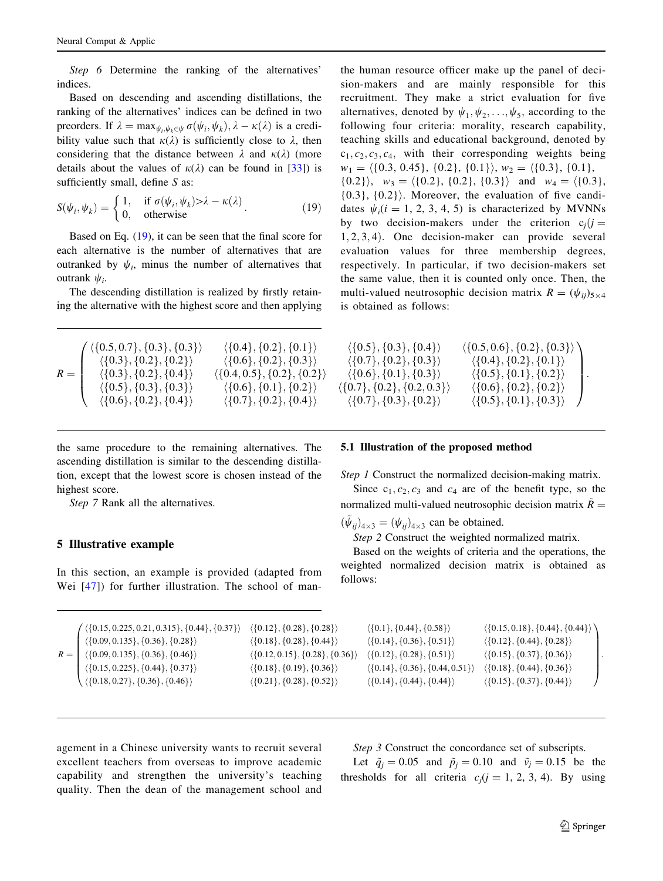*Step 6* Determine the ranking of the alternatives' indices.

Based on descending and ascending distillations, the ranking of the alternatives' indices can be defined in two preorders. If $\lambda = \max_{\psi_i, \psi_k \in \psi} \sigma(\psi_i, \psi_k), \lambda - \kappa(\lambda)$ is a credibility value such that $\kappa(\lambda)$ is sufficiently close to $\lambda$, then considering that the distance between $\lambda$ and $\kappa(\lambda)$ (more details about the values of $\kappa(\lambda)$ can be found in [33]) is sufficiently small, define $S$ as:

$$S(\psi_i, \psi_k) = \begin{cases} 1, & \text{if } \sigma(\psi_i, \psi_k) > \lambda - \kappa(\lambda) \\ 0, & \text{otherwise} \end{cases}. \tag{19}$$

Based on Eq. (19), it can be seen that the final score for each alternative is the number of alternatives that are outranked by $\psi_i$, minus the number of alternatives that outrank $\psi_i$.

The descending distillation is realized by firstly retaining the alternative with the highest score and then applying the same procedure to the remaining alternatives. The ascending distillation is similar to the descending distillation, except that the lowest score is chosen instead of the highest score.

*Step 7* Rank all the alternatives.

# 5 Illustrative example

In this section, an example is provided (adapted from Wei [47]) for further illustration. The school of management in a Chinese university wants to recruit several excellent teachers from overseas to improve academic capability and strengthen the university's teaching quality. Then the dean of the management school and the human resource officer make up the panel of decision-makers and are mainly responsible for this recruitment. They make a strict evaluation for five alternatives, denoted by $\psi_1, \psi_2, \ldots, \psi_5$, according to the following four criteria: morality, research capability, teaching skills and educational background, denoted by $c_1, c_2, c_3, c_4$, with their corresponding weights being $w_1 = \langle\{0.3, 0.45\}, \{0.2\}, \{0.1\}\rangle$, $w_2 = \langle\{0.3\}, \{0.1\}, \{0.2\}\rangle$, $w_3 = \langle\{0.2\}, \{0.2\}, \{0.3\}\rangle$ and $w_4 = \langle\{0.3\}, \{0.3\}, \{0.2\}\rangle$. Moreover, the evaluation of five candidates $\psi_i (i = 1, 2, 3, 4, 5)$ is characterized by MVNNs by two decision-makers under the criterion $c_j (j = 1, 2, 3, 4)$. One decision-maker can provide several evaluation values for three membership degrees, respectively. In particular, if two decision-makers set the same value, then it is counted only once. Then, the multi-valued neutrosophic decision matrix $R = (\psi_{ij})_{5\times 4}$ is obtained as follows:

$$R = \begin{pmatrix} \langle\{0.5, 0.7\}, \{0.3\}, \{0.3\}\rangle & \langle\{0.4\}, \{0.2\}, \{0.1\}\rangle & \langle\{0.5\}, \{0.3\}, \{0.4\}\rangle & \langle\{0.5, 0.6\}, \{0.2\}, \{0.3\}\rangle \\ \langle\{0.3\}, \{0.2\}, \{0.2\}\rangle & \langle\{0.6\}, \{0.2\}, \{0.3\}\rangle & \langle\{0.7\}, \{0.2\}, \{0.3\}\rangle & \langle\{0.4\}, \{0.2\}, \{0.1\}\rangle \\ \langle\{0.3\}, \{0.2\}, \{0.4\}\rangle & \langle\{0.4, 0.5\}, \{0.2\}, \{0.2\}\rangle & \langle\{0.6\}, \{0.1\}, \{0.3\}\rangle & \langle\{0.5\}, \{0.1\}, \{0.2\}\rangle \\ \langle\{0.5\}, \{0.3\}, \{0.3\}\rangle & \langle\{0.6\}, \{0.1\}, \{0.2\}\rangle & \langle\{0.7\}, \{0.2\}, \{0.2, 0.3\}\rangle & \langle\{0.6\}, \{0.2\}, \{0.2\}\rangle \\ \langle\{0.6\}, \{0.2\}, \{0.4\}\rangle & \langle\{0.7\}, \{0.2\}, \{0.4\}\rangle & \langle\{0.7\}, \{0.3\}, \{0.2\}\rangle & \langle\{0.5\}, \{0.1\}, \{0.3\}\rangle \end{pmatrix}.$$

## 5.1 Illustration of the proposed method

*Step 1* Construct the normalized decision-making matrix.

Since $c_1, c_2, c_3$ and $c_4$ are of the benefit type, so the normalized multi-valued neutrosophic decision matrix $\tilde{R} = (\tilde{\psi}_{ij})_{4\times 3} = (\psi_{ij})_{4\times 3}$ can be obtained.

*Step 2* Construct the weighted normalized matrix.

Based on the weights of criteria and the operations, the weighted normalized decision matrix is obtained as follows:

$$R = \begin{pmatrix} \langle\{0.15, 0.225, 0.21, 0.315\}, \{0.44\}, \{0.37\}\rangle & \langle\{0.12\}, \{0.28\}, \{0.28\}\rangle & \langle\{0.1\}, \{0.44\}, \{0.58\}\rangle & \langle\{0.15, 0.18\}, \{0.44\}, \{0.44\}\rangle \\ \langle\{0.09, 0.135\}, \{0.36\}, \{0.28\}\rangle & \langle\{0.18\}, \{0.28\}, \{0.44\}\rangle & \langle\{0.14\}, \{0.36\}, \{0.51\}\rangle & \langle\{0.12\}, \{0.44\}, \{0.28\}\rangle \\ \langle\{0.09, 0.135\}, \{0.36\}, \{0.46\}\rangle & \langle\{0.12, 0.15\}, \{0.28\}, \{0.36\}\rangle & \langle\{0.12\}, \{0.28\}, \{0.51\}\rangle & \langle\{0.15\}, \{0.37\}, \{0.36\}\rangle \\ \langle\{0.15, 0.225\}, \{0.44\}, \{0.37\}\rangle & \langle\{0.18\}, \{0.19\}, \{0.36\}\rangle & \langle\{0.14\}, \{0.36\}, \{0.44, 0.51\}\rangle & \langle\{0.18\}, \{0.44\}, \{0.36\}\rangle \\ \langle\{0.18, 0.27\}, \{0.36\}, \{0.46\}\rangle & \langle\{0.21\}, \{0.28\}, \{0.52\}\rangle & \langle\{0.14\}, \{0.44\}, \{0.44\}\rangle & \langle\{0.15\}, \{0.37\}, \{0.44\}\rangle \end{pmatrix}.$$

*Step 3* Construct the concordance set of subscripts.

Let $\tilde{q}_j = 0.05$ and $\tilde{p}_j = 0.10$ and $\tilde{v}_j = 0.15$ be the thresholds for all criteria $c_j (j = 1, 2, 3, 4)$. By using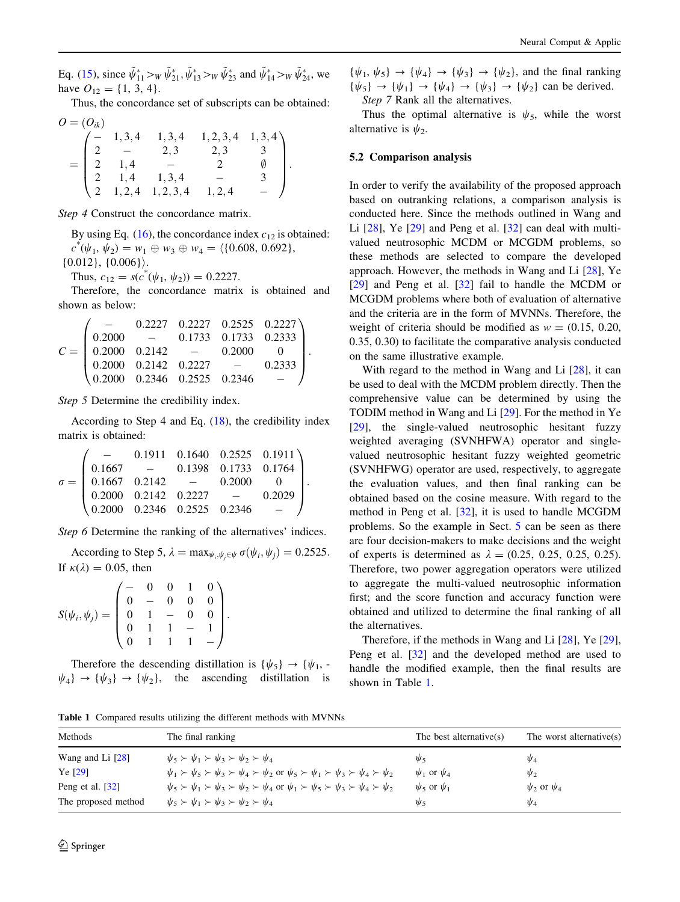Eq. (15), since $\tilde{\psi}^*_{11} >_W \tilde{\psi}^*_{21}, \tilde{\psi}^*_{13} >_W \tilde{\psi}^*_{23}$ and $\tilde{\psi}^*_{14} >_W \tilde{\psi}^*_{24}$, we have $O_{12} = \{1, 3, 4\}$.

Thus, the concordance set of subscripts can be obtained:

$$O = (O_{ik}) = \begin{pmatrix} - & 1,3,4 & 1,3,4 & 1,2,3,4 & 1,3,4 \\ 2 & - & 2,3 & 2,3 & 3 \\ 2 & 1,4 & - & 2 & \emptyset \\ 2 & 1,4 & 1,3,4 & - & 3 \\ 2 & 1,2,4 & 1,2,3,4 & 1,2,4 & - \end{pmatrix}.$$

*Step 4* Construct the concordance matrix.

By using Eq. (16), the concordance index $c_{12}$ is obtained: $c^*(\psi_1, \psi_2) = w_1 \oplus w_3 \oplus w_4 = \langle \{0.608, 0.692\}, \{0.012\}, \{0.006\} \rangle$.

Thus, $c_{12} = s(c^*(\psi_1, \psi_2)) = 0.2227$.

Therefore, the concordance matrix is obtained and shown as below:

$$C = \begin{pmatrix} - & 0.2227 & 0.2227 & 0.2525 & 0.2227 \\ 0.2000 & - & 0.1733 & 0.1733 & 0.2333 \\ 0.2000 & 0.2142 & - & 0.2000 & 0 \\ 0.2000 & 0.2142 & 0.2227 & - & 0.2333 \\ 0.2000 & 0.2346 & 0.2525 & 0.2346 & - \end{pmatrix}.$$

*Step 5* Determine the credibility index.

According to Step 4 and Eq. (18), the credibility index matrix is obtained:

$$\sigma = \begin{pmatrix} - & 0.1911 & 0.1640 & 0.2525 & 0.1911 \\ 0.1667 & - & 0.1398 & 0.1733 & 0.1764 \\ 0.1667 & 0.2142 & - & 0.2000 & 0 \\ 0.2000 & 0.2142 & 0.2227 & - & 0.2029 \\ 0.2000 & 0.2346 & 0.2525 & 0.2346 & - \end{pmatrix}.$$

*Step 6* Determine the ranking of the alternatives' indices.

According to Step 5, $\lambda = \max_{\psi_i, \psi_j \in \psi} \sigma(\psi_i, \psi_j) = 0.2525$. If $\kappa(\lambda) = 0.05$, then

$$S(\psi_i, \psi_j) = \begin{pmatrix} - & 0 & 0 & 1 & 0 \\ 0 & - & 0 & 0 & 0 \\ 0 & 1 & - & 0 & 0 \\ 0 & 1 & 1 & - & 1 \\ 0 & 1 & 1 & 1 & - \end{pmatrix}.$$

Therefore the descending distillation is $\{\psi_5\} \to \{\psi_1, \psi_4\} \to \{\psi_3\} \to \{\psi_2\}$, the ascending distillation is $\{\psi_1, \psi_5\} \to \{\psi_4\} \to \{\psi_3\} \to \{\psi_2\}$, and the final ranking $\{\psi_5\} \to \{\psi_1\} \to \{\psi_4\} \to \{\psi_3\} \to \{\psi_2\}$ can be derived.

*Step 7* Rank all the alternatives.

Thus the optimal alternative is $\psi_5$, while the worst alternative is $\psi_2$.

### 5.2 Comparison analysis

In order to verify the availability of the proposed approach based on outranking relations, a comparison analysis is conducted here. Since the methods outlined in Wang and Li [28], Ye [29] and Peng et al. [32] can deal with multi-valued neutrosophic MCDM or MCGDM problems, so these methods are selected to compare the developed approach. However, the methods in Wang and Li [28], Ye [29] and Peng et al. [32] fail to handle the MCDM or MCGDM problems where both of evaluation of alternative and the criteria are in the form of MVNNs. Therefore, the weight of criteria should be modified as $w = (0.15, 0.20, 0.35, 0.30)$ to facilitate the comparative analysis conducted on the same illustrative example.

With regard to the method in Wang and Li [28], it can be used to deal with the MCDM problem directly. Then the comprehensive value can be determined by using the TODIM method in Wang and Li [29]. For the method in Ye [29], the single-valued neutrosophic hesitant fuzzy weighted averaging (SVNHFWA) operator and single-valued neutrosophic hesitant fuzzy weighted geometric (SVNHFWG) operator are used, respectively, to aggregate the evaluation values, and then final ranking can be obtained based on the cosine measure. With regard to the method in Peng et al. [32], it is used to handle MCGDM problems. So the example in Sect. 5 can be seen as there are four decision-makers to make decisions and the weight of experts is determined as $\lambda = (0.25, 0.25, 0.25, 0.25)$. Therefore, two power aggregation operators were utilized to aggregate the multi-valued neutrosophic information first; and the score function and accuracy function were obtained and utilized to determine the final ranking of all the alternatives.

Therefore, if the methods in Wang and Li [28], Ye [29], Peng et al. [32] and the developed method are used to handle the modified example, then the final results are shown in Table 1.

Table 1 Compared results utilizing the different methods with MVNNs

| Methods | The final ranking | The best alternative(s) | The worst alternative(s) |
|---|---|---|---|
| Wang and Li [28] | $\psi_5 \succ \psi_1 \succ \psi_3 \succ \psi_2 \succ \psi_4$ | $\psi_5$ | $\psi_4$ |
| Ye [29] | $\psi_1 \succ \psi_5 \succ \psi_3 \succ \psi_4 \succ \psi_2$ or $\psi_5 \succ \psi_1 \succ \psi_3 \succ \psi_4 \succ \psi_2$ | $\psi_1$ or $\psi_4$ | $\psi_2$ |
| Peng et al. [32] | $\psi_5 \succ \psi_1 \succ \psi_3 \succ \psi_2 \succ \psi_4$ or $\psi_1 \succ \psi_5 \succ \psi_3 \succ \psi_4 \succ \psi_2$ | $\psi_5$ or $\psi_1$ | $\psi_2$ or $\psi_4$ |
| The proposed method | $\psi_5 \succ \psi_1 \succ \psi_3 \succ \psi_2 \succ \psi_4$ | $\psi_5$ | $\psi_4$ |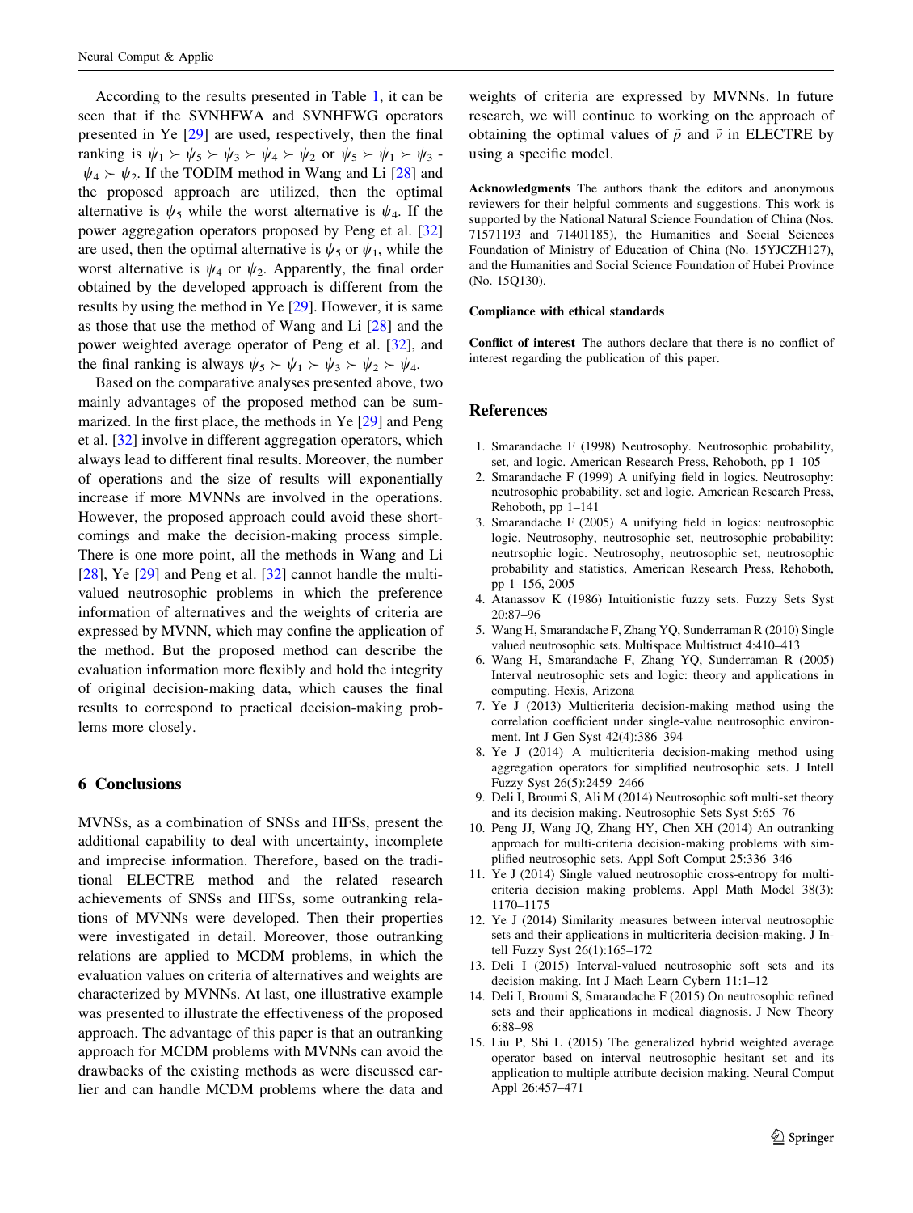According to the results presented in Table 1, it can be seen that if the SVNHFWA and SVNHFWG operators presented in Ye [29] are used, respectively, then the final ranking is $\psi_1 \succ \psi_5 \succ \psi_3 \succ \psi_4 \succ \psi_2$ or $\psi_5 \succ \psi_1 \succ \psi_3$ - $\psi_4 \succ \psi_2$. If the TODIM method in Wang and Li [28] and the proposed approach are utilized, then the optimal alternative is $\psi_5$ while the worst alternative is $\psi_4$. If the power aggregation operators proposed by Peng et al. [32] are used, then the optimal alternative is $\psi_5$ or $\psi_1$, while the worst alternative is $\psi_4$ or $\psi_2$. Apparently, the final order obtained by the developed approach is different from the results by using the method in Ye [29]. However, it is same as those that use the method of Wang and Li [28] and the power weighted average operator of Peng et al. [32], and the final ranking is always $\psi_5 \succ \psi_1 \succ \psi_3 \succ \psi_2 \succ \psi_4$.

Based on the comparative analyses presented above, two mainly advantages of the proposed method can be summarized. In the first place, the methods in Ye [29] and Peng et al. [32] involve in different aggregation operators, which always lead to different final results. Moreover, the number of operations and the size of results will exponentially increase if more MVNNs are involved in the operations. However, the proposed approach could avoid these shortcomings and make the decision-making process simple. There is one more point, all the methods in Wang and Li [28], Ye [29] and Peng et al. [32] cannot handle the multi-valued neutrosophic problems in which the preference information of alternatives and the weights of criteria are expressed by MVNN, which may confine the application of the method. But the proposed method can describe the evaluation information more flexibly and hold the integrity of original decision-making data, which causes the final results to correspond to practical decision-making problems more closely.

## 6 Conclusions

MVNSs, as a combination of SNSs and HFSs, present the additional capability to deal with uncertainty, incomplete and imprecise information. Therefore, based on the traditional ELECTRE method and the related research achievements of SNSs and HFSs, some outranking relations of MVNNs were developed. Then their properties were investigated in detail. Moreover, those outranking relations are applied to MCDM problems, in which the evaluation values on criteria of alternatives and weights are characterized by MVNNs. At last, one illustrative example was presented to illustrate the effectiveness of the proposed approach. The advantage of this paper is that an outranking approach for MCDM problems with MVNNs can avoid the drawbacks of the existing methods as were discussed earlier and can handle MCDM problems where the data and weights of criteria are expressed by MVNNs. In future research, we will continue to working on the approach of obtaining the optimal values of $\tilde{p}$ and $\tilde{v}$ in ELECTRE by using a specific model.

**Acknowledgments** The authors thank the editors and anonymous reviewers for their helpful comments and suggestions. This work is supported by the National Natural Science Foundation of China (Nos. 71571193 and 71401185), the Humanities and Social Sciences Foundation of Ministry of Education of China (No. 15YJCZH127), and the Humanities and Social Science Foundation of Hubei Province (No. 15Q130).

**Compliance with ethical standards**

**Conflict of interest** The authors declare that there is no conflict of interest regarding the publication of this paper.

## References

1. Smarandache F (1998) Neutrosophy. Neutrosophic probability, set, and logic. American Research Press, Rehoboth, pp 1–105
2. Smarandache F (1999) A unifying field in logics. Neutrosophy: neutrosophic probability, set and logic. American Research Press, Rehoboth, pp 1–141
3. Smarandache F (2005) A unifying field in logics: neutrosophic logic. Neutrosophy, neutrosophic set, neutrosophic probability: neutrsophic logic. Neutrosophy, neutrosophic set, neutrosophic probability and statistics, American Research Press, Rehoboth, pp 1–156, 2005
4. Atanassov K (1986) Intuitionistic fuzzy sets. Fuzzy Sets Syst 20:87–96
5. Wang H, Smarandache F, Zhang YQ, Sunderraman R (2010) Single valued neutrosophic sets. Multispace Multistruct 4:410–413
6. Wang H, Smarandache F, Zhang YQ, Sunderraman R (2005) Interval neutrosophic sets and logic: theory and applications in computing. Hexis, Arizona
7. Ye J (2013) Multicriteria decision-making method using the correlation coefficient under single-value neutrosophic environment. Int J Gen Syst 42(4):386–394
8. Ye J (2014) A multicriteria decision-making method using aggregation operators for simplified neutrosophic sets. J Intell Fuzzy Syst 26(5):2459–2466
9. Deli I, Broumi S, Ali M (2014) Neutrosophic soft multi-set theory and its decision making. Neutrosophic Sets Syst 5:65–76
10. Peng JJ, Wang JQ, Zhang HY, Chen XH (2014) An outranking approach for multi-criteria decision-making problems with simplified neutrosophic sets. Appl Soft Comput 25:336–346
11. Ye J (2014) Single valued neutrosophic cross-entropy for multicriteria decision making problems. Appl Math Model 38(3): 1170–1175
12. Ye J (2014) Similarity measures between interval neutrosophic sets and their applications in multicriteria decision-making. J Intell Fuzzy Syst 26(1):165–172
13. Deli I (2015) Interval-valued neutrosophic soft sets and its decision making. Int J Mach Learn Cybern 11:1–12
14. Deli I, Broumi S, Smarandache F (2015) On neutrosophic refined sets and their applications in medical diagnosis. J New Theory 6:88–98
15. Liu P, Shi L (2015) The generalized hybrid weighted average operator based on interval neutrosophic hesitant set and its application to multiple attribute decision making. Neural Comput Appl 26:457–471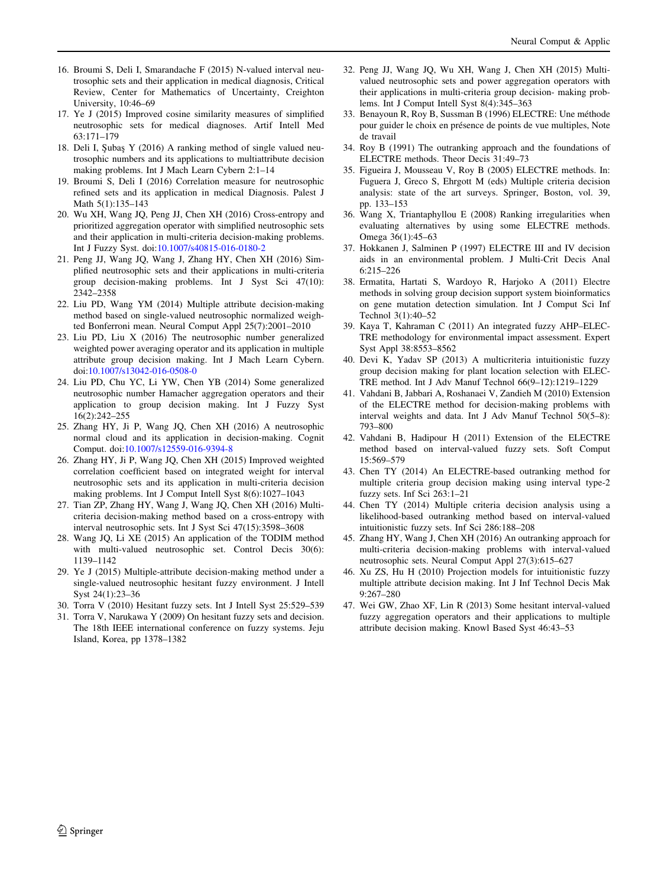16. Broumi S, Deli I, Smarandache F (2015) N-valued interval neutrosophic sets and their application in medical diagnosis, Critical Review, Center for Mathematics of Uncertainty, Creighton University, 10:46–69
17. Ye J (2015) Improved cosine similarity measures of simplified neutrosophic sets for medical diagnoses. Artif Intell Med 63:171–179
18. Deli I, Şubaş Y (2016) A ranking method of single valued neutrosophic numbers and its applications to multiattribute decision making problems. Int J Mach Learn Cybern 2:1–14
19. Broumi S, Deli I (2016) Correlation measure for neutrosophic refined sets and its application in medical Diagnosis. Palest J Math 5(1):135–143
20. Wu XH, Wang JQ, Peng JJ, Chen XH (2016) Cross-entropy and prioritized aggregation operator with simplified neutrosophic sets and their application in multi-criteria decision-making problems. Int J Fuzzy Syst. doi:10.1007/s40815-016-0180-2
21. Peng JJ, Wang JQ, Wang J, Zhang HY, Chen XH (2016) Simplified neutrosophic sets and their applications in multi-criteria group decision-making problems. Int J Syst Sci 47(10): 2342–2358
22. Liu PD, Wang YM (2014) Multiple attribute decision-making method based on single-valued neutrosophic normalized weighted Bonferroni mean. Neural Comput Appl 25(7):2001–2010
23. Liu PD, Liu X (2016) The neutrosophic number generalized weighted power averaging operator and its application in multiple attribute group decision making. Int J Mach Learn Cybern. doi:10.1007/s13042-016-0508-0
24. Liu PD, Chu YC, Li YW, Chen YB (2014) Some generalized neutrosophic number Hamacher aggregation operators and their application to group decision making. Int J Fuzzy Syst 16(2):242–255
25. Zhang HY, Ji P, Wang JQ, Chen XH (2016) A neutrosophic normal cloud and its application in decision-making. Cognit Comput. doi:10.1007/s12559-016-9394-8
26. Zhang HY, Ji P, Wang JQ, Chen XH (2015) Improved weighted correlation coefficient based on integrated weight for interval neutrosophic sets and its application in multi-criteria decision making problems. Int J Comput Intell Syst 8(6):1027–1043
27. Tian ZP, Zhang HY, Wang J, Wang JQ, Chen XH (2016) Multi-criteria decision-making method based on a cross-entropy with interval neutrosophic sets. Int J Syst Sci 47(15):3598–3608
28. Wang JQ, Li XE (2015) An application of the TODIM method with multi-valued neutrosophic set. Control Decis 30(6): 1139–1142
29. Ye J (2015) Multiple-attribute decision-making method under a single-valued neutrosophic hesitant fuzzy environment. J Intell Syst 24(1):23–36
30. Torra V (2010) Hesitant fuzzy sets. Int J Intell Syst 25:529–539
31. Torra V, Narukawa Y (2009) On hesitant fuzzy sets and decision. The 18th IEEE international conference on fuzzy systems. Jeju Island, Korea, pp 1378–1382
32. Peng JJ, Wang JQ, Wu XH, Wang J, Chen XH (2015) Multi-valued neutrosophic sets and power aggregation operators with their applications in multi-criteria group decision- making problems. Int J Comput Intell Syst 8(4):345–363
33. Benayoun R, Roy B, Sussman B (1996) ELECTRE: Une méthode pour guider le choix en présence de points de vue multiples, Note de travail
34. Roy B (1991) The outranking approach and the foundations of ELECTRE methods. Theor Decis 31:49–73
35. Figueira J, Mousseau V, Roy B (2005) ELECTRE methods. In: Fuguera J, Greco S, Ehrgott M (eds) Multiple criteria decision analysis: state of the art surveys. Springer, Boston, vol. 39, pp. 133–153
36. Wang X, Triantaphyllou E (2008) Ranking irregularities when evaluating alternatives by using some ELECTRE methods. Omega 36(1):45–63
37. Hokkanen J, Salminen P (1997) ELECTRE III and IV decision aids in an environmental problem. J Multi-Crit Decis Anal 6:215–226
38. Ermatita, Hartati S, Wardoyo R, Harjoko A (2011) Electre methods in solving group decision support system bioinformatics on gene mutation detection simulation. Int J Comput Sci Inf Technol 3(1):40–52
39. Kaya T, Kahraman C (2011) An integrated fuzzy AHP–ELECTRE methodology for environmental impact assessment. Expert Syst Appl 38:8553–8562
40. Devi K, Yadav SP (2013) A multicriteria intuitionistic fuzzy group decision making for plant location selection with ELECTRE method. Int J Adv Manuf Technol 66(9–12):1219–1229
41. Vahdani B, Jabbari A, Roshanaei V, Zandieh M (2010) Extension of the ELECTRE method for decision-making problems with interval weights and data. Int J Adv Manuf Technol 50(5–8): 793–800
42. Vahdani B, Hadipour H (2011) Extension of the ELECTRE method based on interval-valued fuzzy sets. Soft Comput 15:569–579
43. Chen TY (2014) An ELECTRE-based outranking method for multiple criteria group decision making using interval type-2 fuzzy sets. Inf Sci 263:1–21
44. Chen TY (2014) Multiple criteria decision analysis using a likelihood-based outranking method based on interval-valued intuitionistic fuzzy sets. Inf Sci 286:188–208
45. Zhang HY, Wang J, Chen XH (2016) An outranking approach for multi-criteria decision-making problems with interval-valued neutrosophic sets. Neural Comput Appl 27(3):615–627
46. Xu ZS, Hu H (2010) Projection models for intuitionistic fuzzy multiple attribute decision making. Int J Inf Technol Decis Mak 9:267–280
47. Wei GW, Zhao XF, Lin R (2013) Some hesitant interval-valued fuzzy aggregation operators and their applications to multiple attribute decision making. Knowl Based Syst 46:43–53